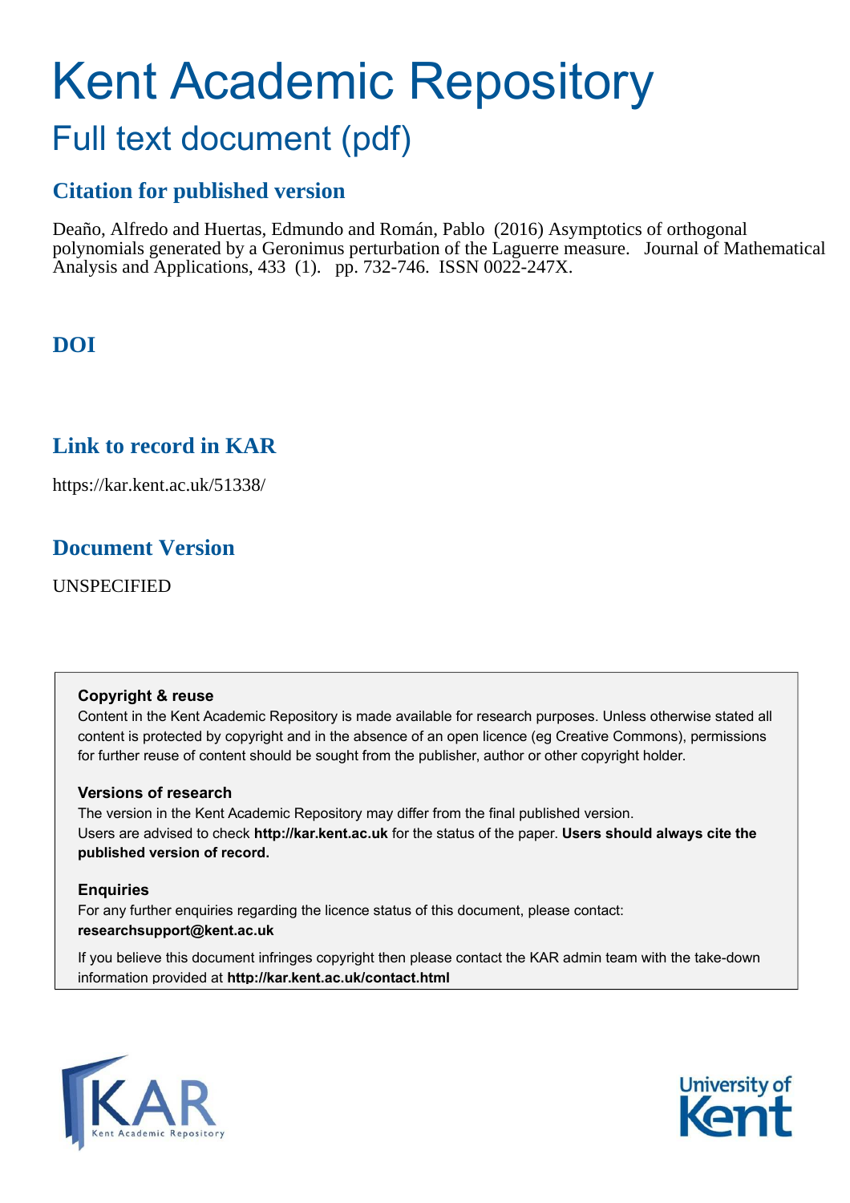# Kent Academic Repository

## Full text document (pdf)

### Citation for published version

Deaño, Alfredo and Huertas, Edmundo and Román, Pablo (2016) Asymptotics of orthogonal polynomials generated by a Geronimus perturbation of the Laguerre measure. Journal of Mathematical Analysis and Applications, 433 (1). pp. 732-746. ISSN 0022-247X.

### DOI

### Link to record in KAR

https://kar.kent.ac.uk/51338/

### Document Version

UNSPECIFIED

**Copyright & reuse**

Content in the Kent Academic Repository is made available for research purposes. Unless otherwise stated all content is protected by copyright and in the absence of an open licence (eg Creative Commons), permissions for further reuse of content should be sought from the publisher, author or other copyright holder.

**Versions of research**

The version in the Kent Academic Repository may differ from the final published version. Users are advised to check **http://kar.kent.ac.uk** for the status of the paper. **Users should always cite the published version of record.**

**Enquiries**

For any further enquiries regarding the licence status of this document, please contact: **researchsupport@kent.ac.uk**

If you believe this document infringes copyright then please contact the KAR admin team with the take-down information provided at **http://kar.kent.ac.uk/contact.html**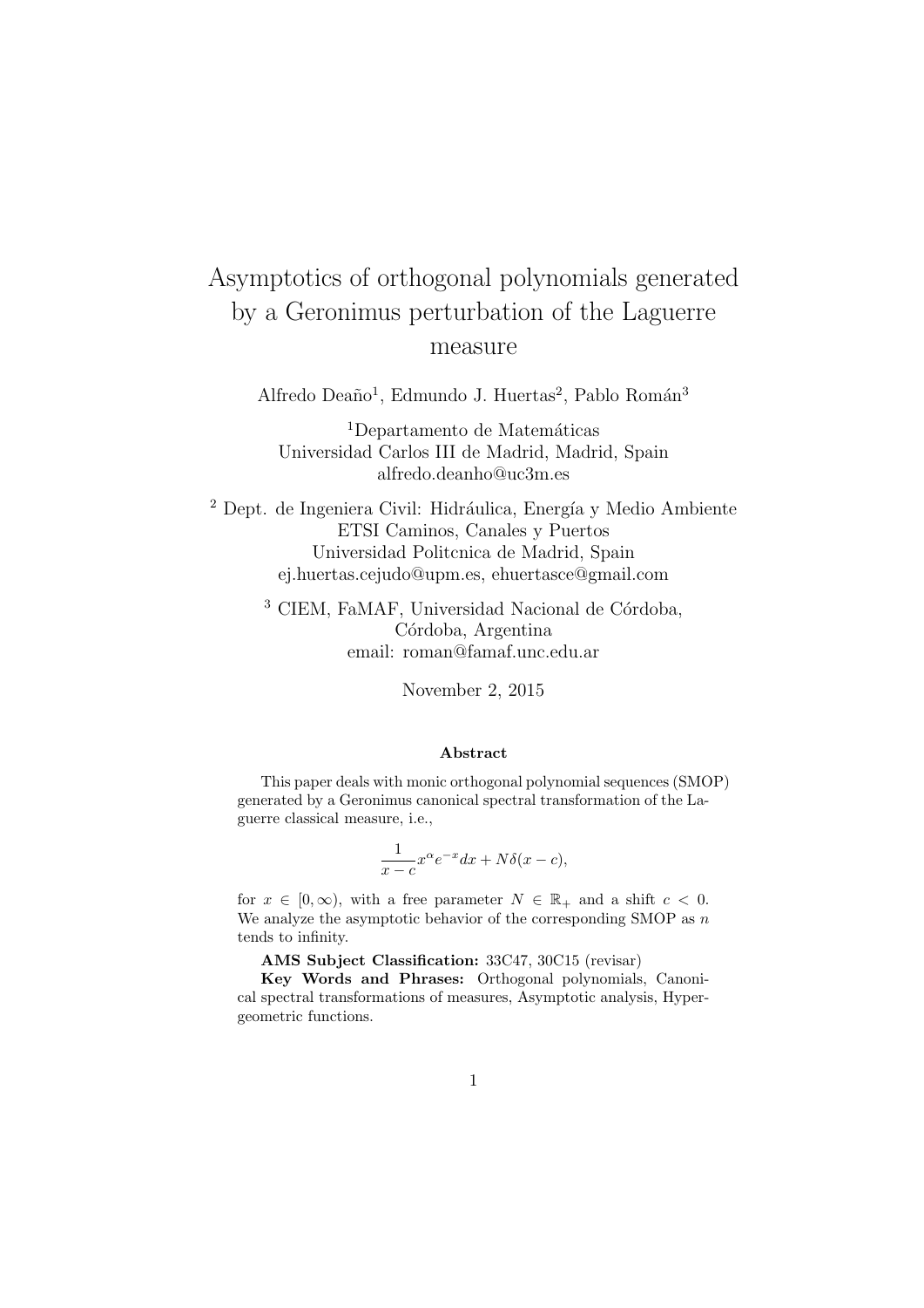# Asymptotics of orthogonal polynomials generated by a Geronimus perturbation of the Laguerre measure

Alfredo Deaño[1], Edmundo J. Huertas[2], Pablo Román[3]

[1]Departamento de Matemáticas
Universidad Carlos III de Madrid, Madrid, Spain
alfredo.deanho@uc3m.es

[2] Dept. de Ingeniera Civil: Hidráulica, Energía y Medio Ambiente
ETSI Caminos, Canales y Puertos
Universidad Politcnica de Madrid, Spain
ej.huertas.cejudo@upm.es, ehuertasce@gmail.com

[3] CIEM, FaMAF, Universidad Nacional de Córdoba,
Córdoba, Argentina
email: roman@famaf.unc.edu.ar

November 2, 2015

**Abstract**

This paper deals with monic orthogonal polynomial sequences (SMOP) generated by a Geronimus canonical spectral transformation of the Laguerre classical measure, i.e.,

$$\frac{1}{x-c}x^{\alpha}e^{-x}dx + N\delta(x-c),$$

for $x \in [0, \infty)$, with a free parameter $N \in \mathbb{R}_+$ and a shift $c < 0$. We analyze the asymptotic behavior of the corresponding SMOP as $n$ tends to infinity.

**AMS Subject Classification:** 33C47, 30C15 (revisar)

**Key Words and Phrases:** Orthogonal polynomials, Canonical spectral transformations of measures, Asymptotic analysis, Hypergeometric functions.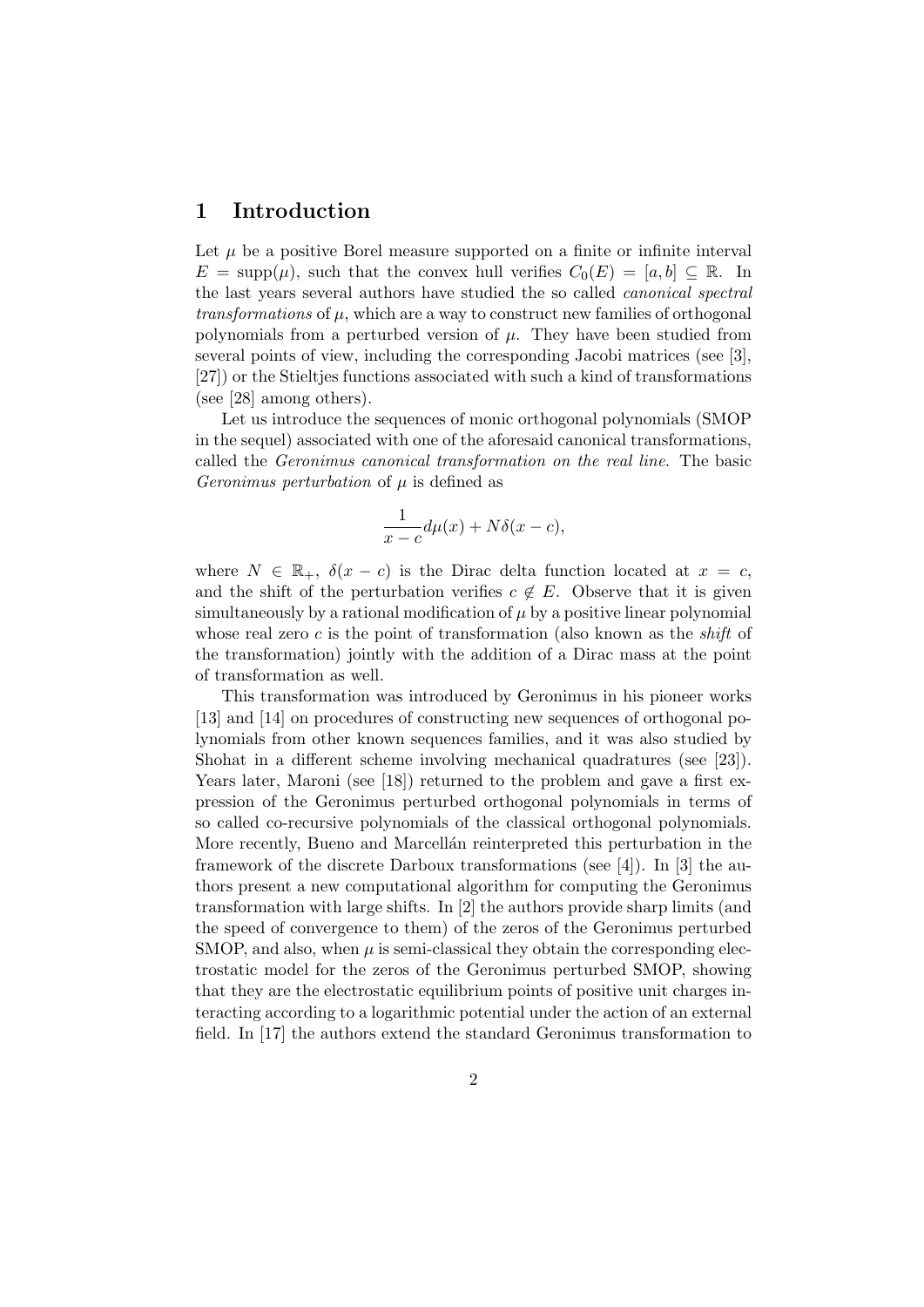# 1 Introduction

Let $\mu$ be a positive Borel measure supported on a finite or infinite interval $E = \text{supp}(\mu)$, such that the convex hull verifies $C_0(E) = [a, b] \subseteq \mathbb{R}$. In the last years several authors have studied the so called *canonical spectral transformations* of $\mu$, which are a way to construct new families of orthogonal polynomials from a perturbed version of $\mu$. They have been studied from several points of view, including the corresponding Jacobi matrices (see [3], [27]) or the Stieltjes functions associated with such a kind of transformations (see [28] among others).

Let us introduce the sequences of monic orthogonal polynomials (SMOP in the sequel) associated with one of the aforesaid canonical transformations, called the *Geronimus canonical transformation on the real line*. The basic *Geronimus perturbation* of $\mu$ is defined as

$$\frac{1}{x-c}d\mu(x) + N\delta(x-c),$$

where $N \in \mathbb{R}_+$, $\delta(x-c)$ is the Dirac delta function located at $x = c$, and the shift of the perturbation verifies $c \notin E$. Observe that it is given simultaneously by a rational modification of $\mu$ by a positive linear polynomial whose real zero $c$ is the point of transformation (also known as the *shift* of the transformation) jointly with the addition of a Dirac mass at the point of transformation as well.

This transformation was introduced by Geronimus in his pioneer works [13] and [14] on procedures of constructing new sequences of orthogonal polynomials from other known sequences families, and it was also studied by Shohat in a different scheme involving mechanical quadratures (see [23]). Years later, Maroni (see [18]) returned to the problem and gave a first expression of the Geronimus perturbed orthogonal polynomials in terms of so called co-recursive polynomials of the classical orthogonal polynomials. More recently, Bueno and Marcellán reinterpreted this perturbation in the framework of the discrete Darboux transformations (see [4]). In [3] the authors present a new computational algorithm for computing the Geronimus transformation with large shifts. In [2] the authors provide sharp limits (and the speed of convergence to them) of the zeros of the Geronimus perturbed SMOP, and also, when $\mu$ is semi-classical they obtain the corresponding electrostatic model for the zeros of the Geronimus perturbed SMOP, showing that they are the electrostatic equilibrium points of positive unit charges interacting according to a logarithmic potential under the action of an external field. In [17] the authors extend the standard Geronimus transformation to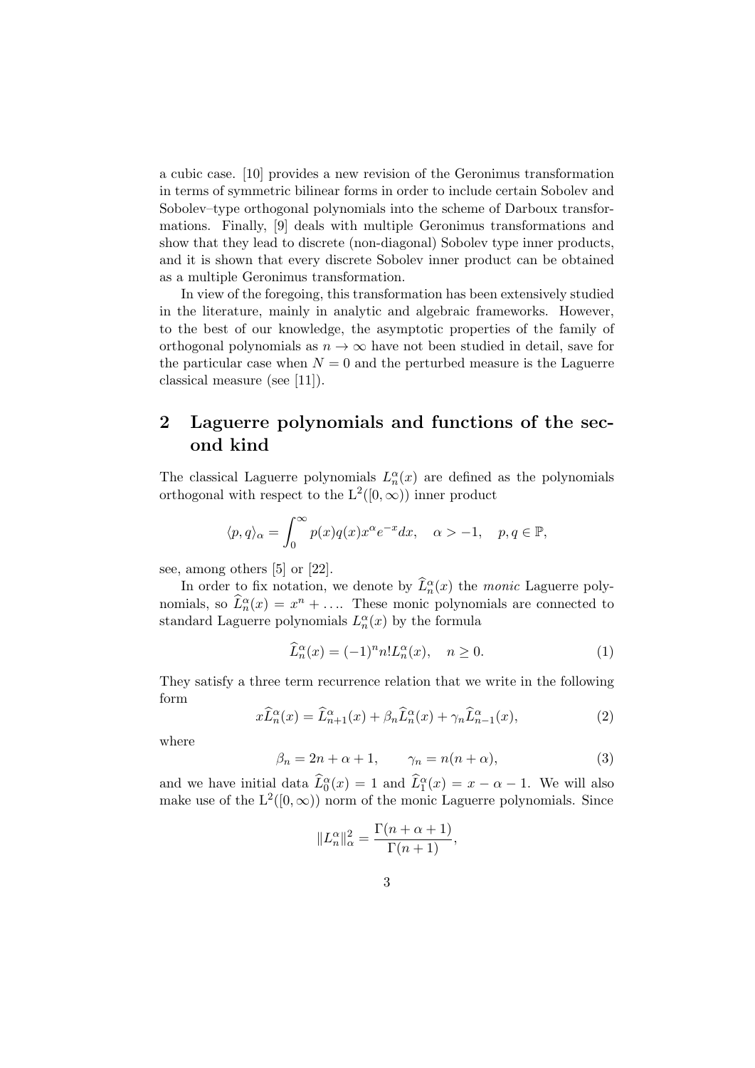a cubic case. [10] provides a new revision of the Geronimus transformation in terms of symmetric bilinear forms in order to include certain Sobolev and Sobolev–type orthogonal polynomials into the scheme of Darboux transformations. Finally, [9] deals with multiple Geronimus transformations and show that they lead to discrete (non-diagonal) Sobolev type inner products, and it is shown that every discrete Sobolev inner product can be obtained as a multiple Geronimus transformation.

In view of the foregoing, this transformation has been extensively studied in the literature, mainly in analytic and algebraic frameworks. However, to the best of our knowledge, the asymptotic properties of the family of orthogonal polynomials as $n \to \infty$ have not been studied in detail, save for the particular case when $N = 0$ and the perturbed measure is the Laguerre classical measure (see [11]).

## 2 Laguerre polynomials and functions of the second kind

The classical Laguerre polynomials $L_n^\alpha(x)$ are defined as the polynomials orthogonal with respect to the $\mathrm{L}^2([0,\infty))$ inner product

$$\langle p, q\rangle_\alpha = \int_0^\infty p(x)q(x)x^\alpha e^{-x}dx, \quad \alpha > -1, \quad p, q \in \mathbb{P},$$

see, among others [5] or [22].

In order to fix notation, we denote by $\widehat{L}_n^\alpha(x)$ the *monic* Laguerre polynomials, so $\widehat{L}_n^\alpha(x) = x^n + \ldots$. These monic polynomials are connected to standard Laguerre polynomials $L_n^\alpha(x)$ by the formula

$$\widehat{L}_n^\alpha(x) = (-1)^n n! L_n^\alpha(x), \quad n \geq 0. \tag{1}$$

They satisfy a three term recurrence relation that we write in the following form

$$x\widehat{L}_n^\alpha(x) = \widehat{L}_{n+1}^\alpha(x) + \beta_n \widehat{L}_n^\alpha(x) + \gamma_n \widehat{L}_{n-1}^\alpha(x), \tag{2}$$

where

$$\beta_n = 2n + \alpha + 1, \qquad \gamma_n = n(n+\alpha), \tag{3}$$

and we have initial data $\widehat{L}_0^\alpha(x) = 1$ and $\widehat{L}_1^\alpha(x) = x - \alpha - 1$. We will also make use of the $\mathrm{L}^2([0,\infty))$ norm of the monic Laguerre polynomials. Since

$$\|L_n^\alpha\|_\alpha^2 = \frac{\Gamma(n+\alpha+1)}{\Gamma(n+1)},$$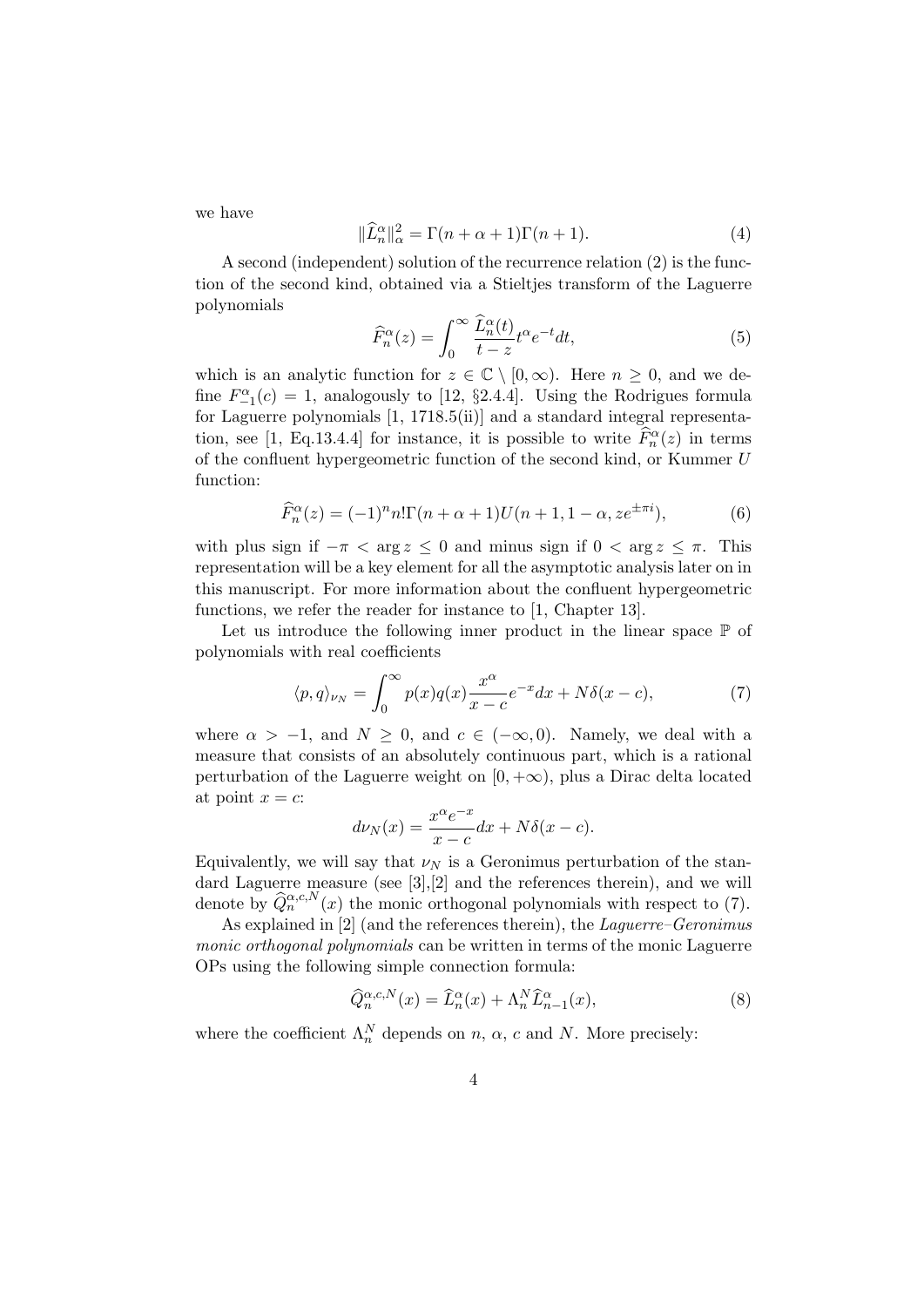we have

$$\|\widehat{L}_n^\alpha\|_\alpha^2 = \Gamma(n+\alpha+1)\Gamma(n+1). \tag{4}$$

A second (independent) solution of the recurrence relation (2) is the function of the second kind, obtained via a Stieltjes transform of the Laguerre polynomials

$$\widehat{F}_n^\alpha(z) = \int_0^\infty \frac{\widehat{L}_n^\alpha(t)}{t-z} t^\alpha e^{-t} dt, \tag{5}$$

which is an analytic function for $z \in \mathbb{C} \setminus [0,\infty)$. Here $n \geq 0$, and we define $F_{-1}^\alpha(c) = 1$, analogously to [12, §2.4.4]. Using the Rodrigues formula for Laguerre polynomials [1, 1718.5(ii)] and a standard integral representation, see [1, Eq.13.4.4] for instance, it is possible to write $\widehat{F}_n^\alpha(z)$ in terms of the confluent hypergeometric function of the second kind, or Kummer $U$ function:

$$\widehat{F}_n^\alpha(z) = (-1)^n n! \Gamma(n+\alpha+1) U(n+1, 1-\alpha, ze^{\pm\pi i}), \tag{6}$$

with plus sign if $-\pi < \arg z \leq 0$ and minus sign if $0 < \arg z \leq \pi$. This representation will be a key element for all the asymptotic analysis later on in this manuscript. For more information about the confluent hypergeometric functions, we refer the reader for instance to [1, Chapter 13].

Let us introduce the following inner product in the linear space $\mathbb{P}$ of polynomials with real coefficients

$$\langle p, q \rangle_{\nu_N} = \int_0^\infty p(x)q(x)\frac{x^\alpha}{x-c}e^{-x}dx + N\delta(x-c), \tag{7}$$

where $\alpha > -1$, and $N \geq 0$, and $c \in (-\infty, 0)$. Namely, we deal with a measure that consists of an absolutely continuous part, which is a rational perturbation of the Laguerre weight on $[0,+\infty)$, plus a Dirac delta located at point $x = c$:

$$d\nu_N(x) = \frac{x^\alpha e^{-x}}{x-c}dx + N\delta(x-c).$$

Equivalently, we will say that $\nu_N$ is a Geronimus perturbation of the standard Laguerre measure (see [3],[2] and the references therein), and we will denote by $\widehat{Q}_n^{\alpha,c,N}(x)$ the monic orthogonal polynomials with respect to (7).

As explained in [2] (and the references therein), the *Laguerre–Geronimus monic orthogonal polynomials* can be written in terms of the monic Laguerre OPs using the following simple connection formula:

$$\widehat{Q}_n^{\alpha,c,N}(x) = \widehat{L}_n^\alpha(x) + \Lambda_n^N \widehat{L}_{n-1}^\alpha(x), \tag{8}$$

where the coefficient $\Lambda_n^N$ depends on $n$, $\alpha$, $c$ and $N$. More precisely: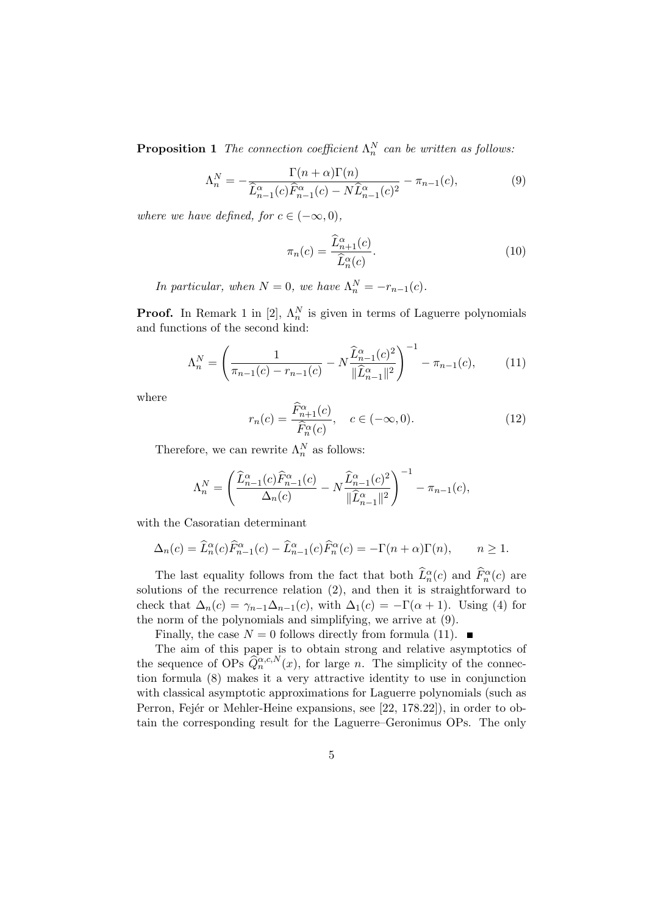**Proposition 1** *The connection coefficient $\Lambda_n^N$ can be written as follows:*

$$\Lambda_n^N = -\frac{\Gamma(n+\alpha)\Gamma(n)}{\widehat{L}_{n-1}^{\alpha}(c)\widehat{F}_{n-1}^{\alpha}(c) - N\widehat{L}_{n-1}^{\alpha}(c)^2} - \pi_{n-1}(c), \tag{9}$$

*where we have defined, for $c \in (-\infty, 0)$,*

$$\pi_n(c) = \frac{\widehat{L}_{n+1}^{\alpha}(c)}{\widehat{L}_n^{\alpha}(c)}. \tag{10}$$

*In particular, when $N = 0$, we have $\Lambda_n^N = -r_{n-1}(c)$.*

**Proof.** In Remark 1 in [2], $\Lambda_n^N$ is given in terms of Laguerre polynomials and functions of the second kind:

$$\Lambda_n^N = \left(\frac{1}{\pi_{n-1}(c) - r_{n-1}(c)} - N\frac{\widehat{L}_{n-1}^{\alpha}(c)^2}{\|\widehat{L}_{n-1}^{\alpha}\|^2}\right)^{-1} - \pi_{n-1}(c), \tag{11}$$

where

$$r_n(c) = \frac{\widehat{F}_{n+1}^{\alpha}(c)}{\widehat{F}_n^{\alpha}(c)}, \quad c \in (-\infty, 0). \tag{12}$$

Therefore, we can rewrite $\Lambda_n^N$ as follows:

$$\Lambda_n^N = \left(\frac{\widehat{L}_{n-1}^{\alpha}(c)\widehat{F}_{n-1}^{\alpha}(c)}{\Delta_n(c)} - N\frac{\widehat{L}_{n-1}^{\alpha}(c)^2}{\|\widehat{L}_{n-1}^{\alpha}\|^2}\right)^{-1} - \pi_{n-1}(c),$$

with the Casoratian determinant

$$\Delta_n(c) = \widehat{L}_n^{\alpha}(c)\widehat{F}_{n-1}^{\alpha}(c) - \widehat{L}_{n-1}^{\alpha}(c)\widehat{F}_n^{\alpha}(c) = -\Gamma(n+\alpha)\Gamma(n), \qquad n \geq 1.$$

The last equality follows from the fact that both $\widehat{L}_n^{\alpha}(c)$ and $\widehat{F}_n^{\alpha}(c)$ are solutions of the recurrence relation (2), and then it is straightforward to check that $\Delta_n(c) = \gamma_{n-1}\Delta_{n-1}(c)$, with $\Delta_1(c) = -\Gamma(\alpha+1)$. Using (4) for the norm of the polynomials and simplifying, we arrive at (9).

Finally, the case $N = 0$ follows directly from formula (11). ■

The aim of this paper is to obtain strong and relative asymptotics of the sequence of OPs $\widehat{Q}_n^{\alpha,c,N}(x)$, for large $n$. The simplicity of the connection formula (8) makes it a very attractive identity to use in conjunction with classical asymptotic approximations for Laguerre polynomials (such as Perron, Fejér or Mehler-Heine expansions, see [22, 178.22]), in order to obtain the corresponding result for the Laguerre–Geronimus OPs. The only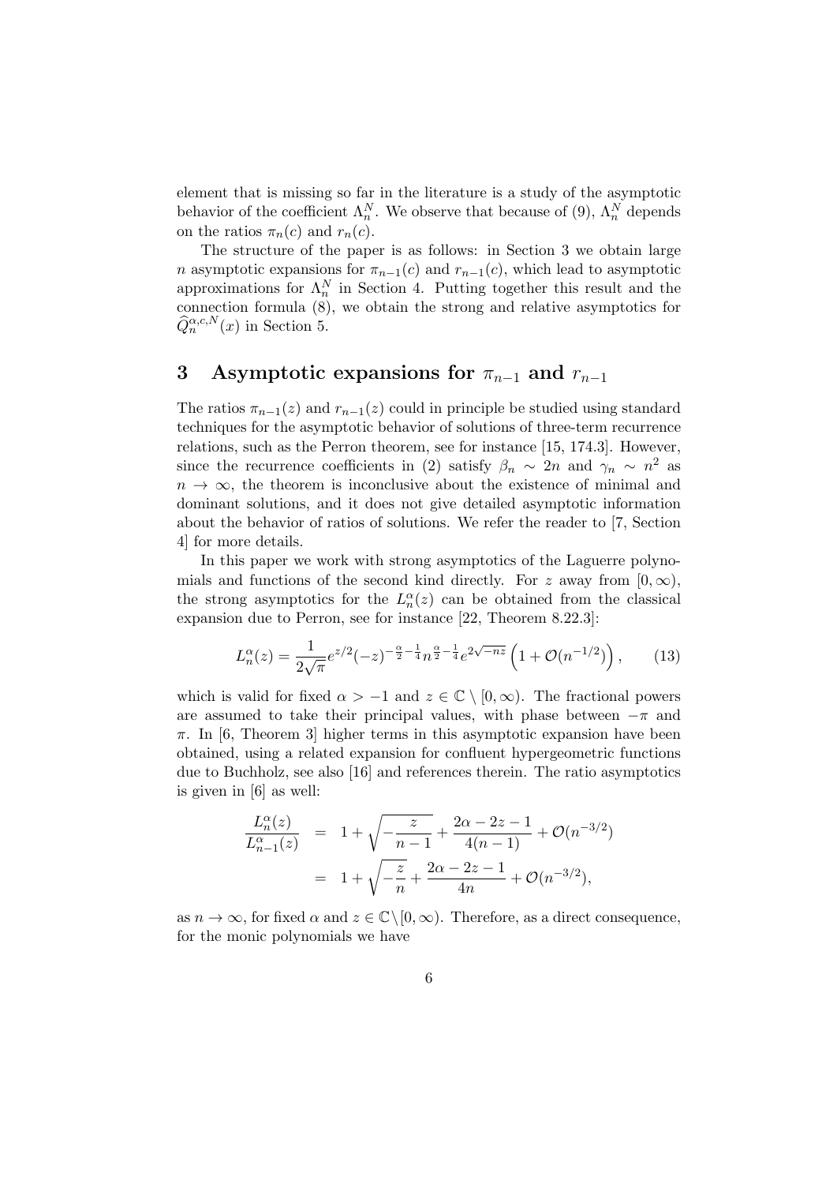element that is missing so far in the literature is a study of the asymptotic behavior of the coefficient $\Lambda_n^N$. We observe that because of (9), $\Lambda_n^N$ depends on the ratios $\pi_n(c)$ and $r_n(c)$.

The structure of the paper is as follows: in Section 3 we obtain large $n$ asymptotic expansions for $\pi_{n-1}(c)$ and $r_{n-1}(c)$, which lead to asymptotic approximations for $\Lambda_n^N$ in Section 4. Putting together this result and the connection formula (8), we obtain the strong and relative asymptotics for $\widehat{Q}_n^{\alpha,c,N}(x)$ in Section 5.

# 3 Asymptotic expansions for $\pi_{n-1}$ and $r_{n-1}$

The ratios $\pi_{n-1}(z)$ and $r_{n-1}(z)$ could in principle be studied using standard techniques for the asymptotic behavior of solutions of three-term recurrence relations, such as the Perron theorem, see for instance [15, 174.3]. However, since the recurrence coefficients in (2) satisfy $\beta_n \sim 2n$ and $\gamma_n \sim n^2$ as $n \to \infty$, the theorem is inconclusive about the existence of minimal and dominant solutions, and it does not give detailed asymptotic information about the behavior of ratios of solutions. We refer the reader to [7, Section 4] for more details.

In this paper we work with strong asymptotics of the Laguerre polynomials and functions of the second kind directly. For $z$ away from $[0,\infty)$, the strong asymptotics for the $L_n^\alpha(z)$ can be obtained from the classical expansion due to Perron, see for instance [22, Theorem 8.22.3]:

$$L_n^\alpha(z) = \frac{1}{2\sqrt{\pi}} e^{z/2}(-z)^{-\frac{\alpha}{2}-\frac{1}{4}} n^{\frac{\alpha}{2}-\frac{1}{4}} e^{2\sqrt{-nz}} \left(1 + \mathcal{O}(n^{-1/2})\right), \tag{13}$$

which is valid for fixed $\alpha > -1$ and $z \in \mathbb{C} \setminus [0,\infty)$. The fractional powers are assumed to take their principal values, with phase between $-\pi$ and $\pi$. In [6, Theorem 3] higher terms in this asymptotic expansion have been obtained, using a related expansion for confluent hypergeometric functions due to Buchholz, see also [16] and references therein. The ratio asymptotics is given in [6] as well:

$$\begin{aligned}
\frac{L_n^\alpha(z)}{L_{n-1}^\alpha(z)} &= 1 + \sqrt{-\frac{z}{n-1}} + \frac{2\alpha - 2z - 1}{4(n-1)} + \mathcal{O}(n^{-3/2}) \\
&= 1 + \sqrt{-\frac{z}{n}} + \frac{2\alpha - 2z - 1}{4n} + \mathcal{O}(n^{-3/2}),
\end{aligned}$$

as $n \to \infty$, for fixed $\alpha$ and $z \in \mathbb{C} \setminus [0,\infty)$. Therefore, as a direct consequence, for the monic polynomials we have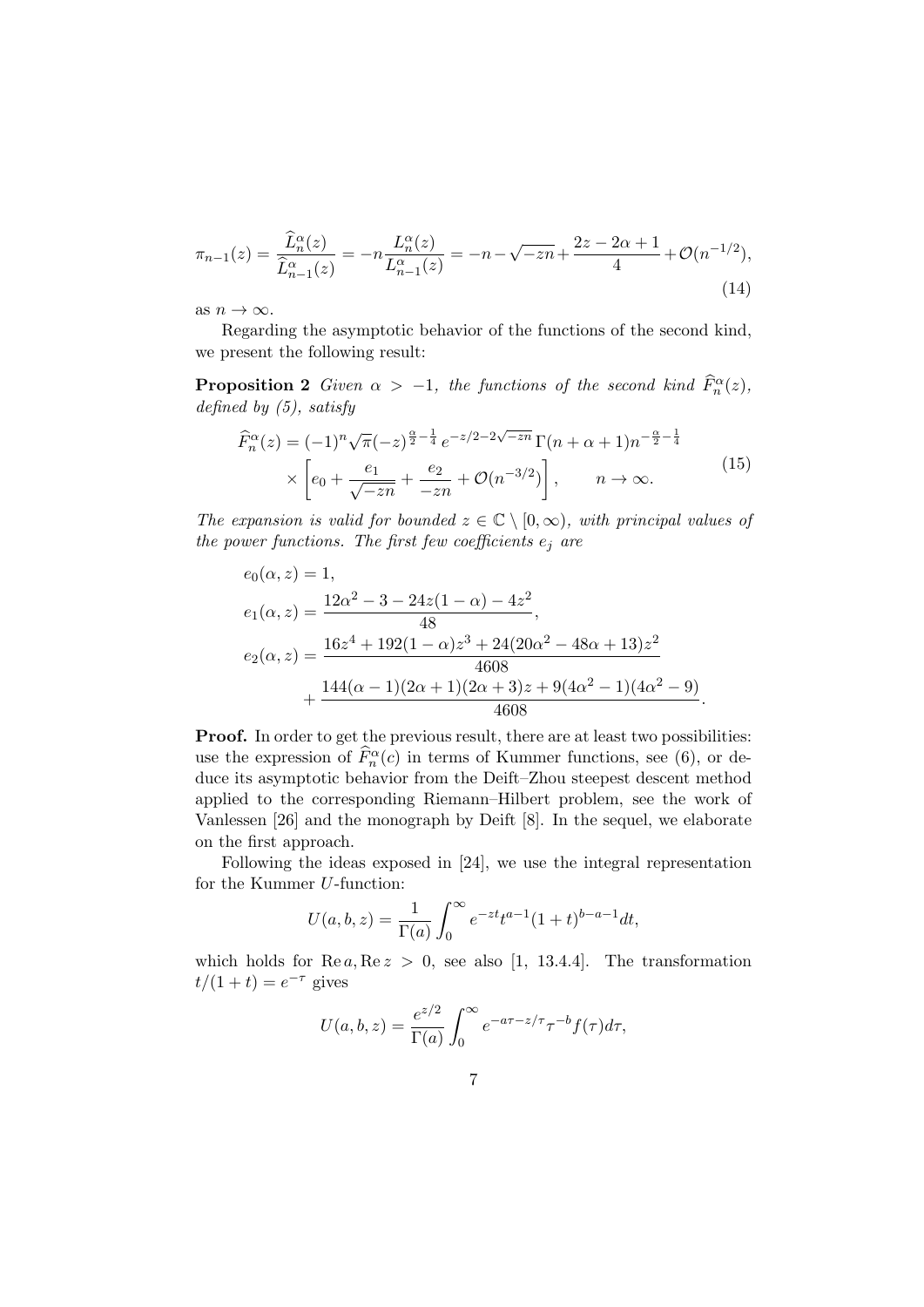$$\pi_{n-1}(z) = \frac{\widehat{L}_n^\alpha(z)}{\widehat{L}_{n-1}^\alpha(z)} = -n\frac{L_n^\alpha(z)}{L_{n-1}^\alpha(z)} = -n - \sqrt{-zn} + \frac{2z-2\alpha+1}{4} + \mathcal{O}(n^{-1/2}), \tag{14}$$

as $n \to \infty$.

Regarding the asymptotic behavior of the functions of the second kind, we present the following result:

**Proposition 2** *Given $\alpha > -1$, the functions of the second kind $\widehat{F}_n^\alpha(z)$, defined by (5), satisfy*

$$\begin{aligned} \widehat{F}_n^\alpha(z) &= (-1)^n \sqrt{\pi} (-z)^{\frac{\alpha}{2}-\frac{1}{4}} e^{-z/2-2\sqrt{-zn}}\, \Gamma(n+\alpha+1) n^{-\frac{\alpha}{2}-\frac{1}{4}} \\ &\times \left[ e_0 + \frac{e_1}{\sqrt{-zn}} + \frac{e_2}{-zn} + \mathcal{O}(n^{-3/2}) \right], \qquad n \to \infty. \end{aligned} \tag{15}$$

*The expansion is valid for bounded $z \in \mathbb{C} \setminus [0,\infty)$, with principal values of the power functions. The first few coefficients $e_j$ are*

$$\begin{aligned} e_0(\alpha, z) &= 1, \\ e_1(\alpha, z) &= \frac{12\alpha^2 - 3 - 24z(1-\alpha) - 4z^2}{48}, \\ e_2(\alpha, z) &= \frac{16z^4 + 192(1-\alpha)z^3 + 24(20\alpha^2 - 48\alpha + 13)z^2}{4608} \\ &+ \frac{144(\alpha-1)(2\alpha+1)(2\alpha+3)z + 9(4\alpha^2-1)(4\alpha^2-9)}{4608}. \end{aligned}$$

**Proof.** In order to get the previous result, there are at least two possibilities: use the expression of $\widehat{F}_n^\alpha(c)$ in terms of Kummer functions, see (6), or deduce its asymptotic behavior from the Deift–Zhou steepest descent method applied to the corresponding Riemann–Hilbert problem, see the work of Vanlessen [26] and the monograph by Deift [8]. In the sequel, we elaborate on the first approach.

Following the ideas exposed in [24], we use the integral representation for the Kummer $U$-function:

$$U(a,b,z) = \frac{1}{\Gamma(a)} \int_0^\infty e^{-zt} t^{a-1} (1+t)^{b-a-1} dt,$$

which holds for $\operatorname{Re} a, \operatorname{Re} z > 0$, see also [1, 13.4.4]. The transformation $t/(1+t) = e^{-\tau}$ gives

$$U(a,b,z) = \frac{e^{z/2}}{\Gamma(a)} \int_0^\infty e^{-a\tau - z/\tau} \tau^{-b} f(\tau) d\tau,$$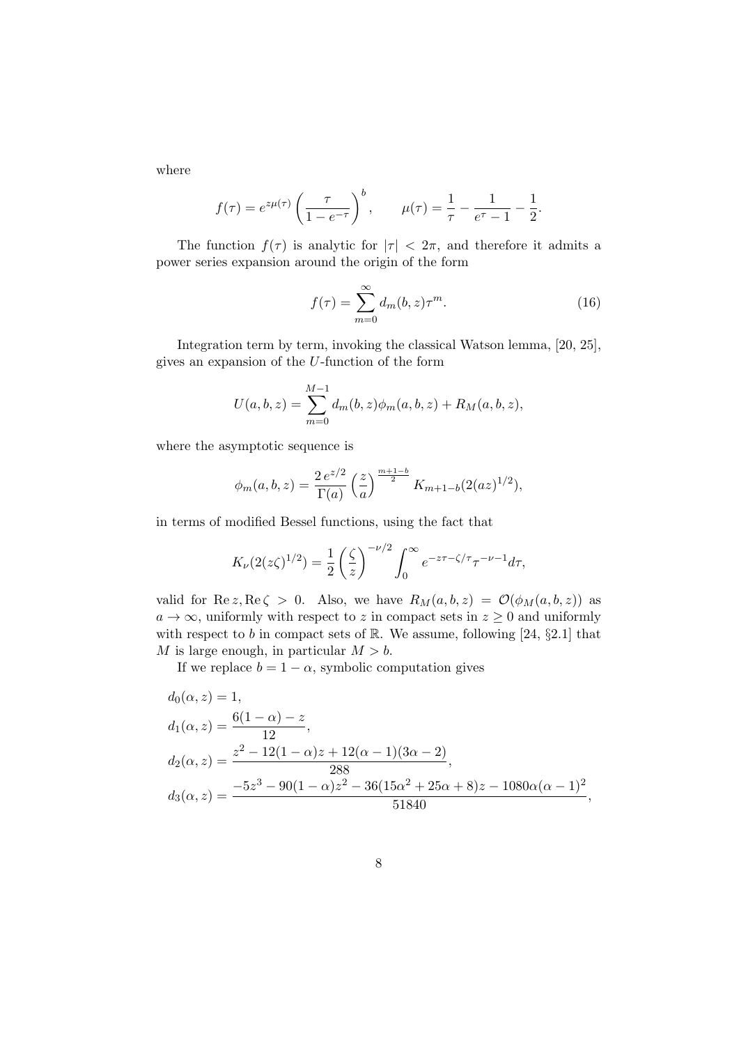where

$$f(\tau) = e^{z\mu(\tau)} \left(\frac{\tau}{1-e^{-\tau}}\right)^b, \qquad \mu(\tau) = \frac{1}{\tau} - \frac{1}{e^\tau - 1} - \frac{1}{2}.$$

The function $f(\tau)$ is analytic for $|\tau| < 2\pi$, and therefore it admits a power series expansion around the origin of the form

$$f(\tau) = \sum_{m=0}^{\infty} d_m(b,z)\tau^m. \tag{16}$$

Integration term by term, invoking the classical Watson lemma, [20, 25], gives an expansion of the $U$-function of the form

$$U(a,b,z) = \sum_{m=0}^{M-1} d_m(b,z)\phi_m(a,b,z) + R_M(a,b,z),$$

where the asymptotic sequence is

$$\phi_m(a,b,z) = \frac{2\, e^{z/2}}{\Gamma(a)} \left(\frac{z}{a}\right)^{\frac{m+1-b}{2}} K_{m+1-b}(2(az)^{1/2}),$$

in terms of modified Bessel functions, using the fact that

$$K_\nu(2(z\zeta)^{1/2}) = \frac{1}{2}\left(\frac{\zeta}{z}\right)^{-\nu/2} \int_0^\infty e^{-z\tau-\zeta/\tau}\tau^{-\nu-1} d\tau,$$

valid for $\operatorname{Re} z, \operatorname{Re}\zeta > 0$. Also, we have $R_M(a,b,z) = \mathcal{O}(\phi_M(a,b,z))$ as $a \to \infty$, uniformly with respect to $z$ in compact sets in $z \geq 0$ and uniformly with respect to $b$ in compact sets of $\mathbb{R}$. We assume, following [24, §2.1] that $M$ is large enough, in particular $M > b$.

If we replace $b = 1 - \alpha$, symbolic computation gives

$$\begin{aligned}
d_0(\alpha,z) &= 1,\\
d_1(\alpha,z) &= \frac{6(1-\alpha) - z}{12},\\
d_2(\alpha,z) &= \frac{z^2 - 12(1-\alpha)z + 12(\alpha-1)(3\alpha-2)}{288},\\
d_3(\alpha,z) &= \frac{-5z^3 - 90(1-\alpha)z^2 - 36(15\alpha^2 + 25\alpha + 8)z - 1080\alpha(\alpha-1)^2}{51840},
\end{aligned}$$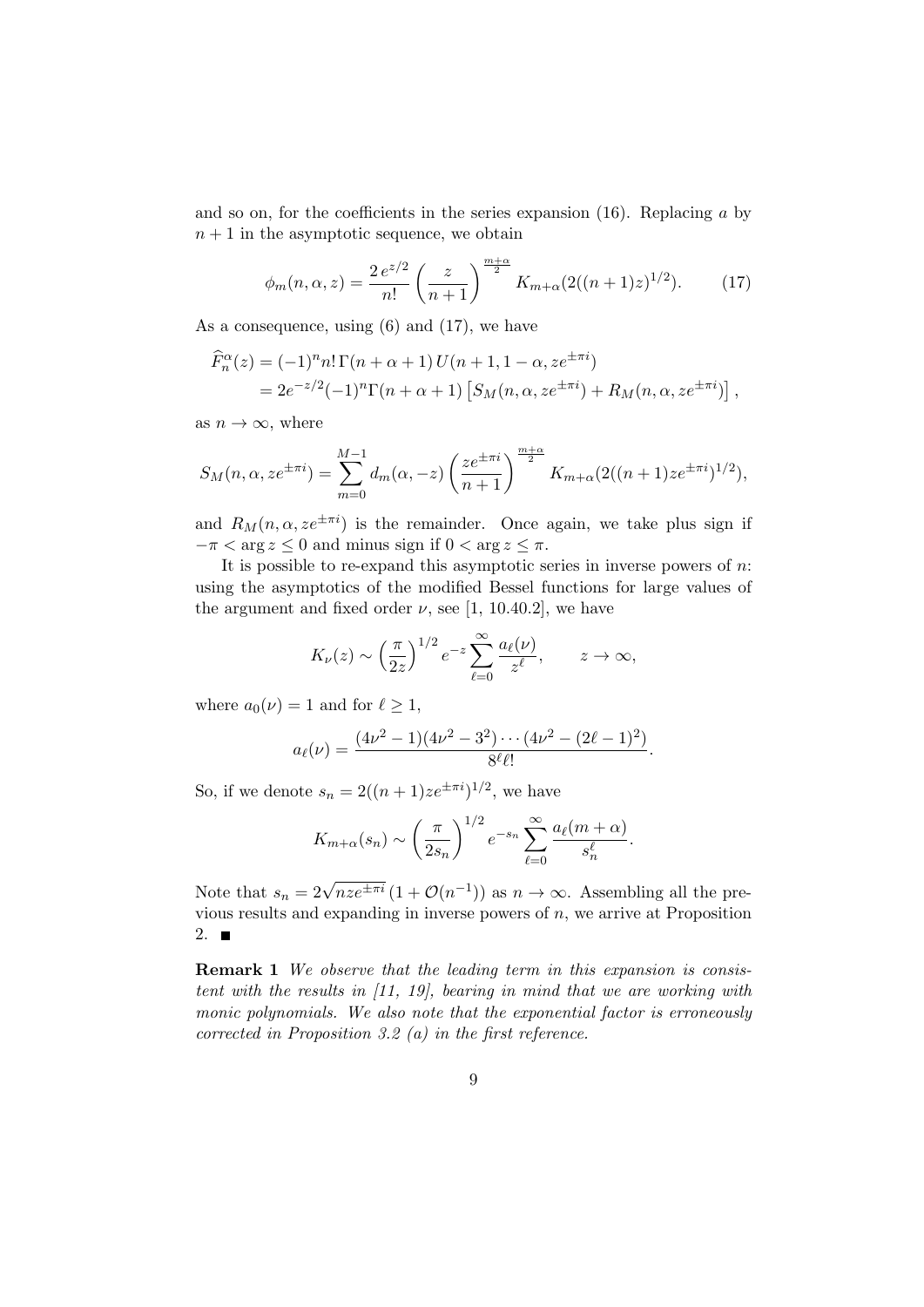and so on, for the coefficients in the series expansion (16). Replacing $a$ by $n+1$ in the asymptotic sequence, we obtain

$$\phi_m(n,\alpha,z) = \frac{2\,e^{z/2}}{n!}\left(\frac{z}{n+1}\right)^{\frac{m+\alpha}{2}} K_{m+\alpha}(2((n+1)z)^{1/2}). \qquad (17)$$

As a consequence, using (6) and (17), we have

$$\begin{aligned}
\widehat{F}_n^{\alpha}(z) &= (-1)^n n!\,\Gamma(n+\alpha+1)\,U(n+1,1-\alpha,ze^{\pm\pi i}) \\
&= 2e^{-z/2}(-1)^n\Gamma(n+\alpha+1)\left[S_M(n,\alpha,ze^{\pm\pi i}) + R_M(n,\alpha,ze^{\pm\pi i})\right],
\end{aligned}$$

as $n\to\infty$, where

$$S_M(n,\alpha,ze^{\pm\pi i}) = \sum_{m=0}^{M-1} d_m(\alpha,-z)\left(\frac{ze^{\pm\pi i}}{n+1}\right)^{\frac{m+\alpha}{2}} K_{m+\alpha}(2((n+1)ze^{\pm\pi i})^{1/2}),$$

and $R_M(n,\alpha,ze^{\pm\pi i})$ is the remainder. Once again, we take plus sign if $-\pi < \arg z \le 0$ and minus sign if $0 < \arg z \le \pi$.

It is possible to re-expand this asymptotic series in inverse powers of $n$: using the asymptotics of the modified Bessel functions for large values of the argument and fixed order $\nu$, see [1, 10.40.2], we have

$$K_\nu(z) \sim \left(\frac{\pi}{2z}\right)^{1/2} e^{-z}\sum_{\ell=0}^{\infty}\frac{a_\ell(\nu)}{z^\ell}, \qquad z\to\infty,$$

where $a_0(\nu)=1$ and for $\ell \ge 1$,

$$a_\ell(\nu) = \frac{(4\nu^2-1)(4\nu^2-3^2)\cdots(4\nu^2-(2\ell-1)^2)}{8^\ell \ell!}.$$

So, if we denote $s_n = 2((n+1)ze^{\pm\pi i})^{1/2}$, we have

$$K_{m+\alpha}(s_n) \sim \left(\frac{\pi}{2s_n}\right)^{1/2} e^{-s_n}\sum_{\ell=0}^{\infty}\frac{a_\ell(m+\alpha)}{s_n^\ell}.$$

Note that $s_n = 2\sqrt{nze^{\pm\pi i}}\,(1+\mathcal{O}(n^{-1}))$ as $n\to\infty$. Assembling all the previous results and expanding in inverse powers of $n$, we arrive at Proposition 2. ■

**Remark 1** *We observe that the leading term in this expansion is consistent with the results in [11, 19], bearing in mind that we are working with monic polynomials. We also note that the exponential factor is erroneously corrected in Proposition 3.2 (a) in the first reference.*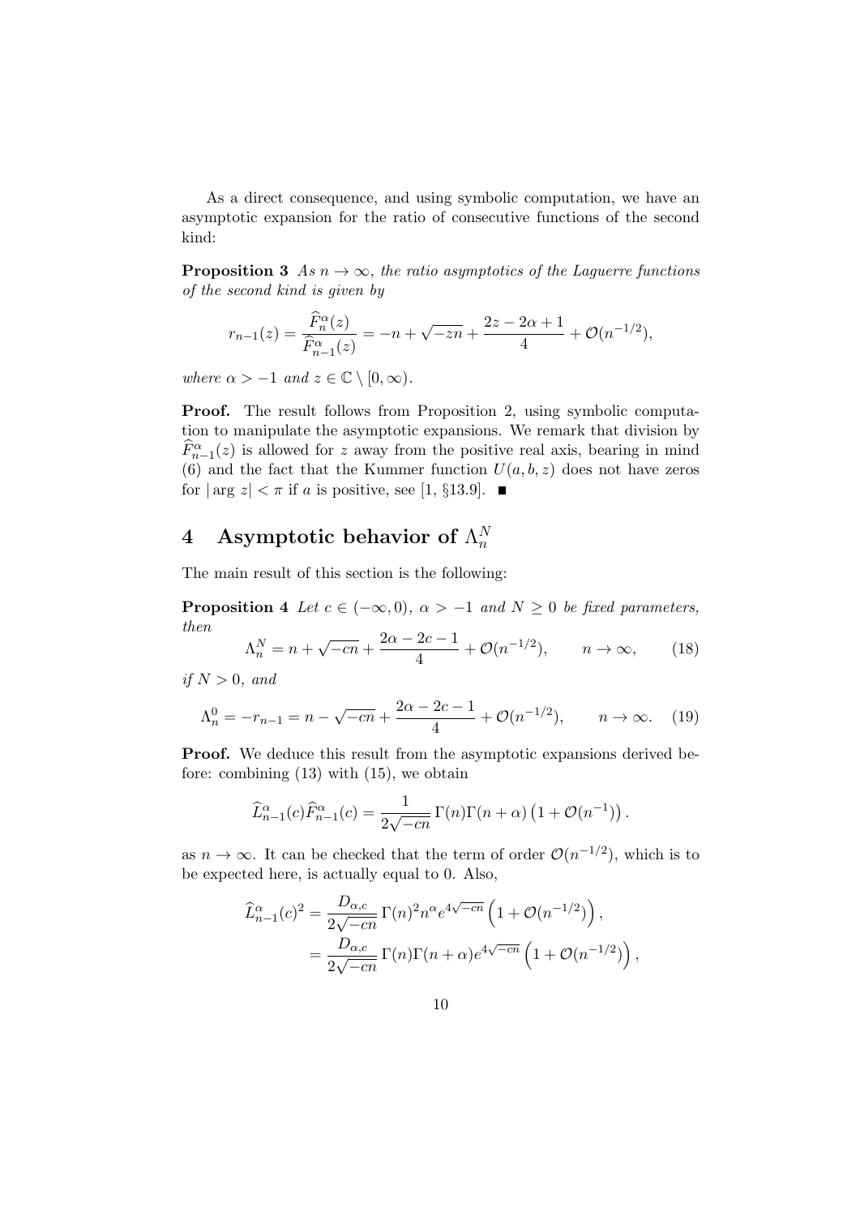As a direct consequence, and using symbolic computation, we have an asymptotic expansion for the ratio of consecutive functions of the second kind:

**Proposition 3** *As $n \to \infty$, the ratio asymptotics of the Laguerre functions of the second kind is given by*

$$r_{n-1}(z) = \frac{\widehat{F}_n^\alpha(z)}{\widehat{F}_{n-1}^\alpha(z)} = -n + \sqrt{-zn} + \frac{2z - 2\alpha + 1}{4} + \mathcal{O}(n^{-1/2}),$$

*where $\alpha > -1$ and $z \in \mathbb{C} \setminus [0, \infty)$.*

**Proof.** The result follows from Proposition 2, using symbolic computation to manipulate the asymptotic expansions. We remark that division by $\widehat{F}_{n-1}^\alpha(z)$ is allowed for $z$ away from the positive real axis, bearing in mind (6) and the fact that the Kummer function $U(a, b, z)$ does not have zeros for $|\arg z| < \pi$ if $a$ is positive, see [1, §13.9]. ■

## 4 Asymptotic behavior of $\Lambda_n^N$

The main result of this section is the following:

**Proposition 4** *Let $c \in (-\infty, 0)$, $\alpha > -1$ and $N \geq 0$ be fixed parameters, then*

$$\Lambda_n^N = n + \sqrt{-cn} + \frac{2\alpha - 2c - 1}{4} + \mathcal{O}(n^{-1/2}), \qquad n \to \infty, \tag{18}$$

*if $N > 0$, and*

$$\Lambda_n^0 = -r_{n-1} = n - \sqrt{-cn} + \frac{2\alpha - 2c - 1}{4} + \mathcal{O}(n^{-1/2}), \qquad n \to \infty. \tag{19}$$

**Proof.** We deduce this result from the asymptotic expansions derived before: combining (13) with (15), we obtain

$$\widehat{L}_{n-1}^\alpha(c)\widehat{F}_{n-1}^\alpha(c) = \frac{1}{2\sqrt{-cn}}\,\Gamma(n)\Gamma(n+\alpha)\left(1 + \mathcal{O}(n^{-1})\right).$$

as $n \to \infty$. It can be checked that the term of order $\mathcal{O}(n^{-1/2})$, which is to be expected here, is actually equal to 0. Also,

$$\begin{aligned}
\widehat{L}_{n-1}^\alpha(c)^2 &= \frac{D_{\alpha,c}}{2\sqrt{-cn}}\,\Gamma(n)^2 n^\alpha e^{4\sqrt{-cn}}\left(1 + \mathcal{O}(n^{-1/2})\right), \\
&= \frac{D_{\alpha,c}}{2\sqrt{-cn}}\,\Gamma(n)\Gamma(n+\alpha) e^{4\sqrt{-cn}}\left(1 + \mathcal{O}(n^{-1/2})\right),
\end{aligned}$$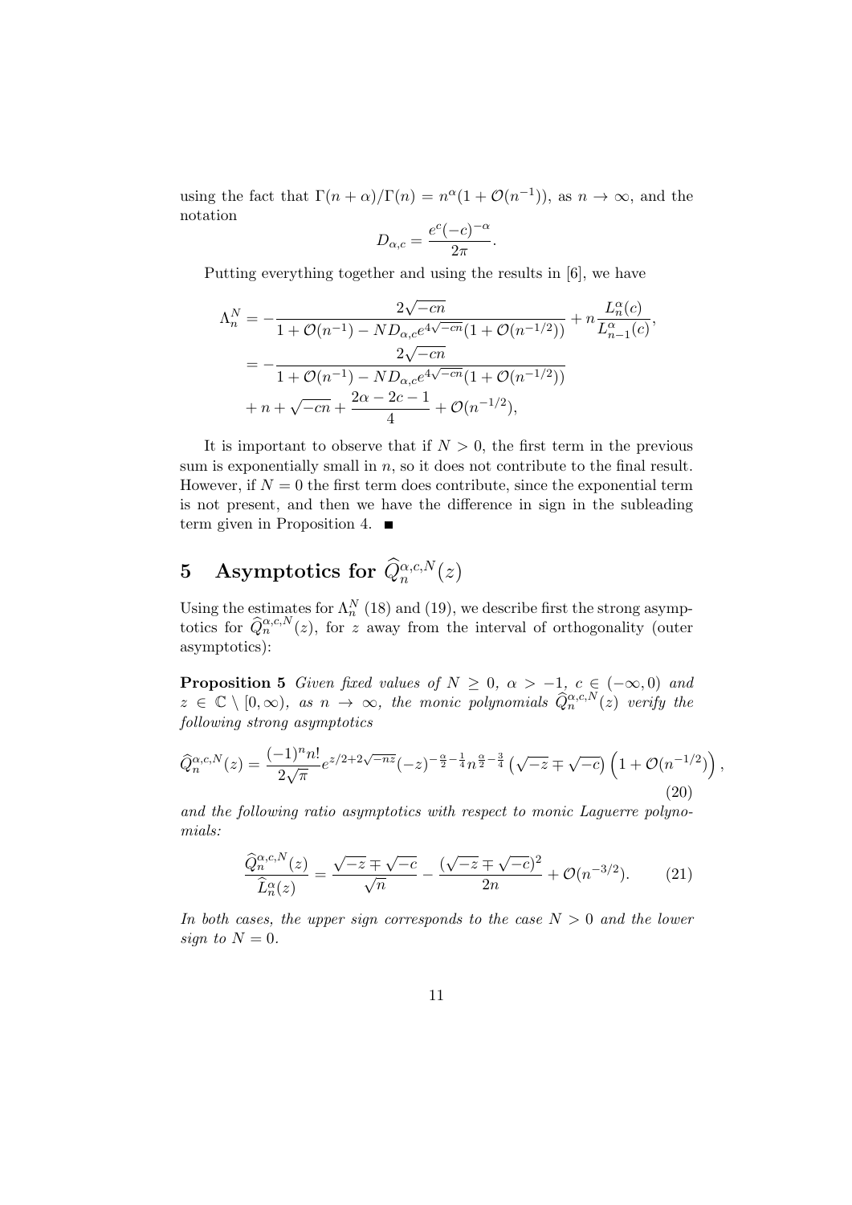using the fact that $\Gamma(n+\alpha)/\Gamma(n) = n^{\alpha}(1+\mathcal{O}(n^{-1}))$, as $n \to \infty$, and the notation

$$D_{\alpha,c} = \frac{e^{c}(-c)^{-\alpha}}{2\pi}.$$

Putting everything together and using the results in [6], we have

$$\begin{aligned}
\Lambda_n^N &= -\frac{2\sqrt{-cn}}{1+\mathcal{O}(n^{-1}) - ND_{\alpha,c}e^{4\sqrt{-cn}}(1+\mathcal{O}(n^{-1/2}))} + n\frac{L_n^{\alpha}(c)}{L_{n-1}^{\alpha}(c)}, \\
&= -\frac{2\sqrt{-cn}}{1+\mathcal{O}(n^{-1}) - ND_{\alpha,c}e^{4\sqrt{-cn}}(1+\mathcal{O}(n^{-1/2}))} \\
&\quad + n + \sqrt{-cn} + \frac{2\alpha-2c-1}{4} + \mathcal{O}(n^{-1/2}),
\end{aligned}$$

It is important to observe that if $N > 0$, the first term in the previous sum is exponentially small in $n$, so it does not contribute to the final result. However, if $N = 0$ the first term does contribute, since the exponential term is not present, and then we have the difference in sign in the subleading term given in Proposition 4. ■

# 5 Asymptotics for $\widehat{Q}_n^{\alpha,c,N}(z)$

Using the estimates for $\Lambda_n^N$ (18) and (19), we describe first the strong asymptotics for $\widehat{Q}_n^{\alpha,c,N}(z)$, for $z$ away from the interval of orthogonality (outer asymptotics):

**Proposition 5** *Given fixed values of $N \geq 0$, $\alpha > -1$, $c \in (-\infty, 0)$ and $z \in \mathbb{C} \setminus [0,\infty)$, as $n \to \infty$, the monic polynomials $\widehat{Q}_n^{\alpha,c,N}(z)$ verify the following strong asymptotics*

$$\widehat{Q}_n^{\alpha,c,N}(z) = \frac{(-1)^n n!}{2\sqrt{\pi}} e^{z/2+2\sqrt{-nz}}(-z)^{-\frac{\alpha}{2}-\frac{1}{4}} n^{\frac{\alpha}{2}-\frac{3}{4}} \left(\sqrt{-z} \mp \sqrt{-c}\right)\left(1+\mathcal{O}(n^{-1/2})\right), \tag{20}$$

*and the following ratio asymptotics with respect to monic Laguerre polynomials:*

$$\frac{\widehat{Q}_n^{\alpha,c,N}(z)}{\widehat{L}_n^{\alpha}(z)} = \frac{\sqrt{-z} \mp \sqrt{-c}}{\sqrt{n}} - \frac{(\sqrt{-z} \mp \sqrt{-c})^2}{2n} + \mathcal{O}(n^{-3/2}). \tag{21}$$

*In both cases, the upper sign corresponds to the case $N > 0$ and the lower sign to $N = 0$.*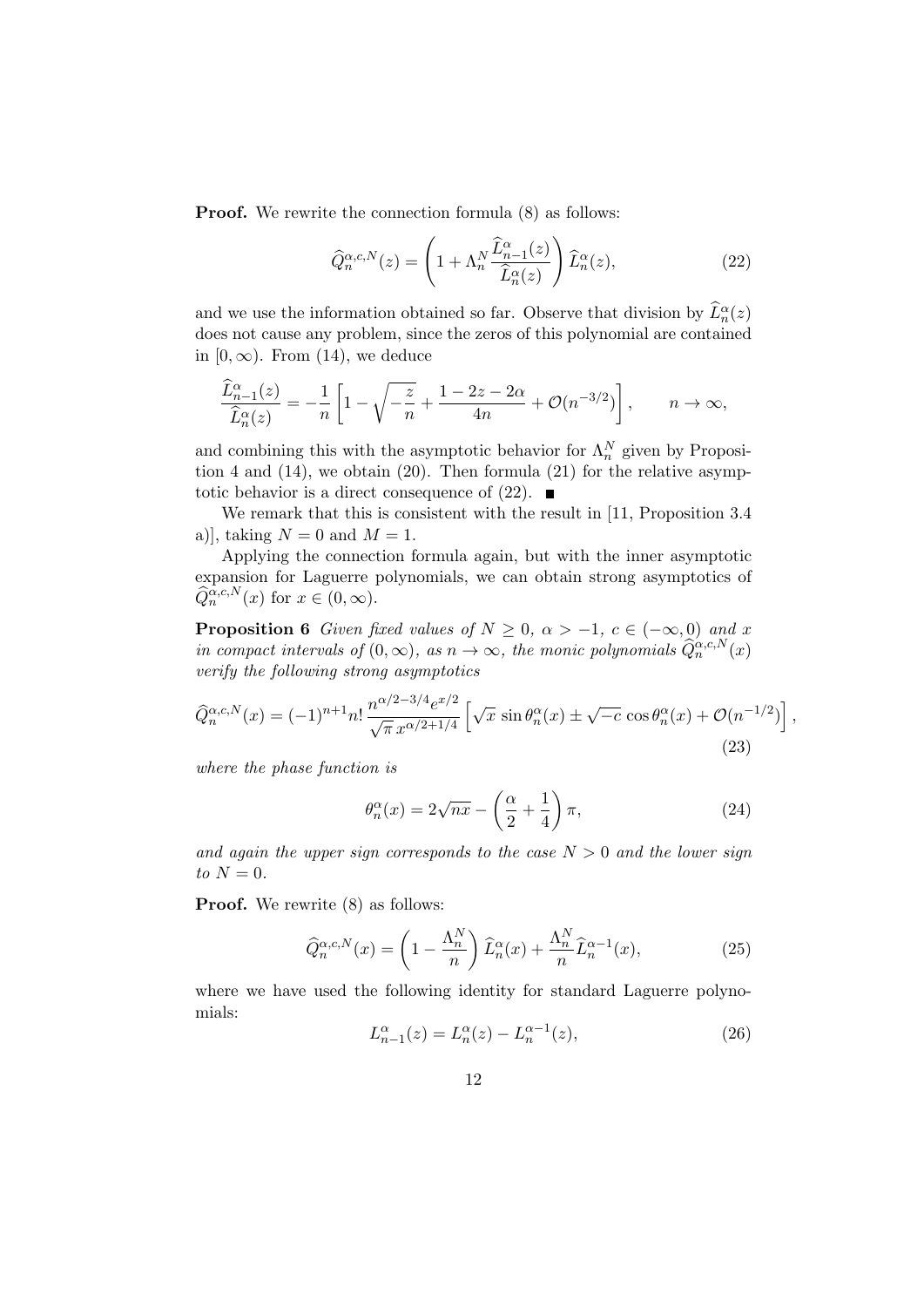**Proof.** We rewrite the connection formula (8) as follows:

$$\widehat{Q}_n^{\alpha,c,N}(z) = \left(1 + \Lambda_n^N \frac{\widehat{L}_{n-1}^{\alpha}(z)}{\widehat{L}_n^{\alpha}(z)}\right) \widehat{L}_n^{\alpha}(z), \tag{22}$$

and we use the information obtained so far. Observe that division by $\widehat{L}_n^{\alpha}(z)$ does not cause any problem, since the zeros of this polynomial are contained in $[0, \infty)$. From (14), we deduce

$$\frac{\widehat{L}_{n-1}^{\alpha}(z)}{\widehat{L}_n^{\alpha}(z)} = -\frac{1}{n}\left[1 - \sqrt{-\frac{z}{n}} + \frac{1 - 2z - 2\alpha}{4n} + \mathcal{O}(n^{-3/2})\right], \qquad n \to \infty,$$

and combining this with the asymptotic behavior for $\Lambda_n^N$ given by Proposition 4 and (14), we obtain (20). Then formula (21) for the relative asymptotic behavior is a direct consequence of (22). ∎

We remark that this is consistent with the result in [11, Proposition 3.4 a)], taking $N = 0$ and $M = 1$.

Applying the connection formula again, but with the inner asymptotic expansion for Laguerre polynomials, we can obtain strong asymptotics of $\widehat{Q}_n^{\alpha,c,N}(x)$ for $x \in (0, \infty)$.

**Proposition 6** *Given fixed values of $N \geq 0$, $\alpha > -1$, $c \in (-\infty, 0)$ and $x$ in compact intervals of $(0, \infty)$, as $n \to \infty$, the monic polynomials $\widehat{Q}_n^{\alpha,c,N}(x)$ verify the following strong asymptotics*

$$\widehat{Q}_n^{\alpha,c,N}(x) = (-1)^{n+1} n! \, \frac{n^{\alpha/2-3/4} e^{x/2}}{\sqrt{\pi}\, x^{\alpha/2+1/4}} \left[\sqrt{x}\, \sin\theta_n^{\alpha}(x) \pm \sqrt{-c}\, \cos\theta_n^{\alpha}(x) + \mathcal{O}(n^{-1/2})\right], \tag{23}$$

*where the phase function is*

$$\theta_n^{\alpha}(x) = 2\sqrt{nx} - \left(\frac{\alpha}{2} + \frac{1}{4}\right)\pi, \tag{24}$$

*and again the upper sign corresponds to the case $N > 0$ and the lower sign to $N = 0$.*

**Proof.** We rewrite (8) as follows:

$$\widehat{Q}_n^{\alpha,c,N}(x) = \left(1 - \frac{\Lambda_n^N}{n}\right) \widehat{L}_n^{\alpha}(x) + \frac{\Lambda_n^N}{n} \widehat{L}_n^{\alpha-1}(x), \tag{25}$$

where we have used the following identity for standard Laguerre polynomials:

$$L_{n-1}^{\alpha}(z) = L_n^{\alpha}(z) - L_n^{\alpha-1}(z), \tag{26}$$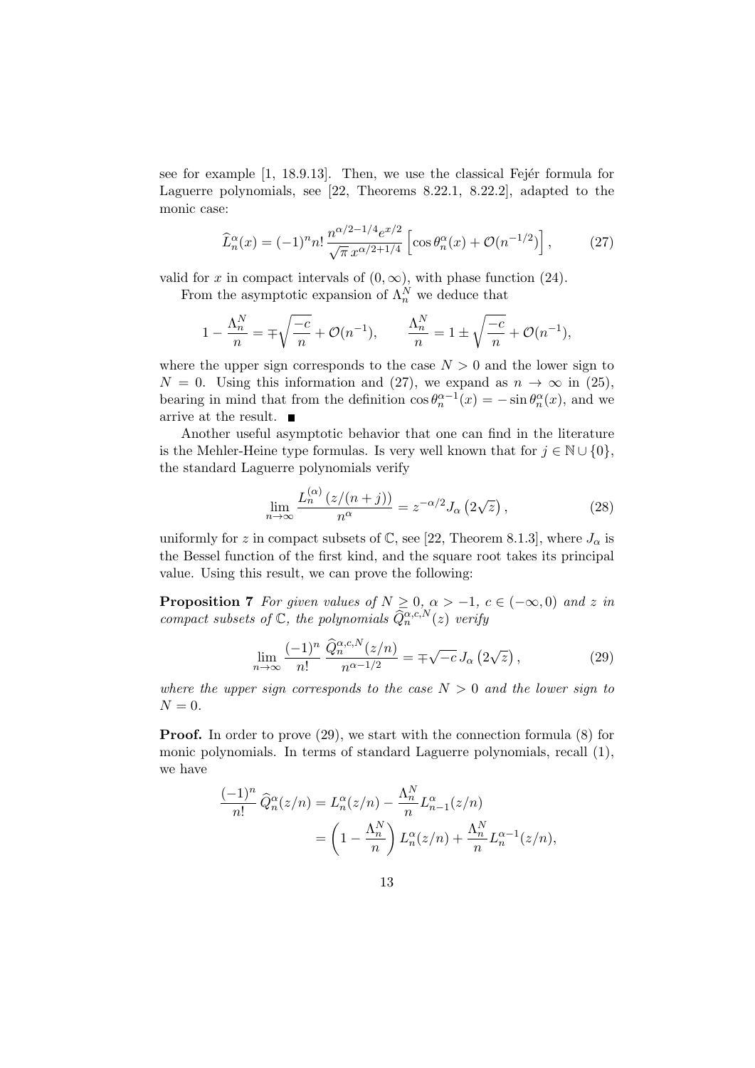see for example [1, 18.9.13]. Then, we use the classical Fejér formula for Laguerre polynomials, see [22, Theorems 8.22.1, 8.22.2], adapted to the monic case:

$$\widehat{L}_n^\alpha(x) = (-1)^n n! \, \frac{n^{\alpha/2-1/4} e^{x/2}}{\sqrt{\pi}\, x^{\alpha/2+1/4}} \left[ \cos\theta_n^\alpha(x) + \mathcal{O}(n^{-1/2}) \right], \tag{27}$$

valid for $x$ in compact intervals of $(0,\infty)$, with phase function (24).

From the asymptotic expansion of $\Lambda_n^N$ we deduce that

$$1 - \frac{\Lambda_n^N}{n} = \mp\sqrt{\frac{-c}{n}} + \mathcal{O}(n^{-1}), \qquad \frac{\Lambda_n^N}{n} = 1 \pm \sqrt{\frac{-c}{n}} + \mathcal{O}(n^{-1}),$$

where the upper sign corresponds to the case $N > 0$ and the lower sign to $N = 0$. Using this information and (27), we expand as $n \to \infty$ in (25), bearing in mind that from the definition $\cos\theta_n^{\alpha-1}(x) = -\sin\theta_n^\alpha(x)$, and we arrive at the result. ■

Another useful asymptotic behavior that one can find in the literature is the Mehler-Heine type formulas. Is very well known that for $j \in \mathbb{N} \cup \{0\}$, the standard Laguerre polynomials verify

$$\lim_{n\to\infty} \frac{L_n^{(\alpha)}\left(z/(n+j)\right)}{n^\alpha} = z^{-\alpha/2} J_\alpha\left(2\sqrt{z}\right), \tag{28}$$

uniformly for $z$ in compact subsets of $\mathbb{C}$, see [22, Theorem 8.1.3], where $J_\alpha$ is the Bessel function of the first kind, and the square root takes its principal value. Using this result, we can prove the following:

**Proposition 7** *For given values of $N \geq 0$, $\alpha > -1$, $c \in (-\infty, 0)$ and $z$ in compact subsets of $\mathbb{C}$, the polynomials $\widehat{Q}_n^{\alpha,c,N}(z)$ verify*

$$\lim_{n\to\infty} \frac{(-1)^n}{n!} \frac{\widehat{Q}_n^{\alpha,c,N}(z/n)}{n^{\alpha-1/2}} = \mp\sqrt{-c}\, J_\alpha\left(2\sqrt{z}\right), \tag{29}$$

*where the upper sign corresponds to the case $N > 0$ and the lower sign to $N = 0$.*

**Proof.** In order to prove (29), we start with the connection formula (8) for monic polynomials. In terms of standard Laguerre polynomials, recall (1), we have

$$\begin{aligned}
\frac{(-1)^n}{n!} \widehat{Q}_n^\alpha(z/n) &= L_n^\alpha(z/n) - \frac{\Lambda_n^N}{n} L_{n-1}^\alpha(z/n) \\
&= \left(1 - \frac{\Lambda_n^N}{n}\right) L_n^\alpha(z/n) + \frac{\Lambda_n^N}{n} L_n^{\alpha-1}(z/n),
\end{aligned}$$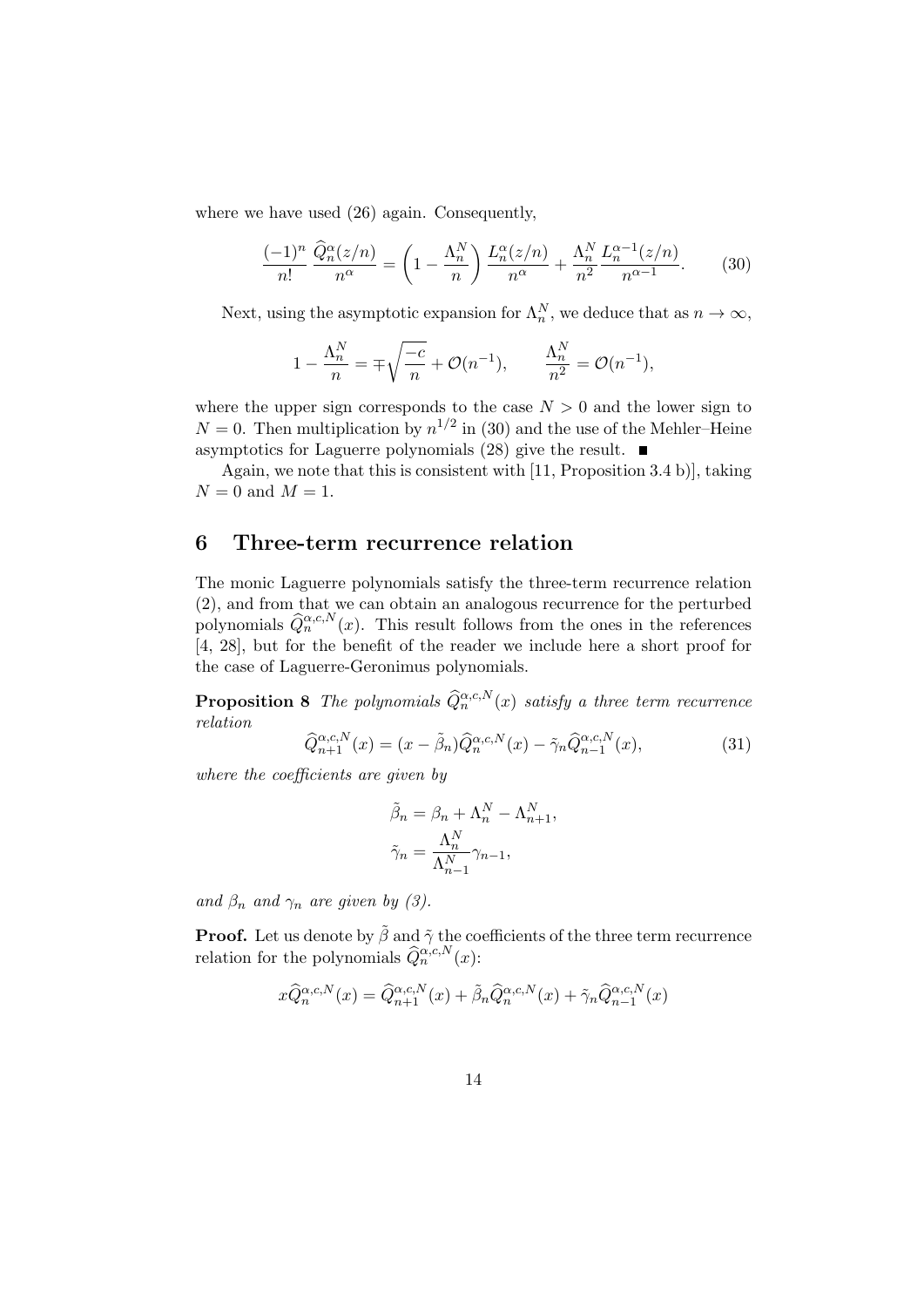where we have used (26) again. Consequently,

$$\frac{(-1)^n}{n!}\frac{\widehat{Q}_n^{\alpha}(z/n)}{n^{\alpha}} = \left(1-\frac{\Lambda_n^N}{n}\right)\frac{L_n^{\alpha}(z/n)}{n^{\alpha}} + \frac{\Lambda_n^N}{n^2}\frac{L_n^{\alpha-1}(z/n)}{n^{\alpha-1}}. \tag{30}$$

Next, using the asymptotic expansion for $\Lambda_n^N$, we deduce that as $n\to\infty$,

$$1-\frac{\Lambda_n^N}{n} = \mp\sqrt{\frac{-c}{n}} + \mathcal{O}(n^{-1}), \qquad \frac{\Lambda_n^N}{n^2} = \mathcal{O}(n^{-1}),$$

where the upper sign corresponds to the case $N>0$ and the lower sign to $N=0$. Then multiplication by $n^{1/2}$ in (30) and the use of the Mehler–Heine asymptotics for Laguerre polynomials (28) give the result. ■

Again, we note that this is consistent with [11, Proposition 3.4 b)], taking $N=0$ and $M=1$.

## 6 Three-term recurrence relation

The monic Laguerre polynomials satisfy the three-term recurrence relation (2), and from that we can obtain an analogous recurrence for the perturbed polynomials $\widehat{Q}_n^{\alpha,c,N}(x)$. This result follows from the ones in the references [4, 28], but for the benefit of the reader we include here a short proof for the case of Laguerre-Geronimus polynomials.

**Proposition 8** *The polynomials $\widehat{Q}_n^{\alpha,c,N}(x)$ satisfy a three term recurrence relation*

$$\widehat{Q}_{n+1}^{\alpha,c,N}(x) = (x-\tilde{\beta}_n)\widehat{Q}_n^{\alpha,c,N}(x) - \tilde{\gamma}_n\widehat{Q}_{n-1}^{\alpha,c,N}(x), \tag{31}$$

*where the coefficients are given by*

$$\tilde{\beta}_n = \beta_n + \Lambda_n^N - \Lambda_{n+1}^N,$$
$$\tilde{\gamma}_n = \frac{\Lambda_n^N}{\Lambda_{n-1}^N}\gamma_{n-1},$$

*and $\beta_n$ and $\gamma_n$ are given by (3).*

**Proof.** Let us denote by $\tilde{\beta}$ and $\tilde{\gamma}$ the coefficients of the three term recurrence relation for the polynomials $\widehat{Q}_n^{\alpha,c,N}(x)$:

$$x\widehat{Q}_n^{\alpha,c,N}(x) = \widehat{Q}_{n+1}^{\alpha,c,N}(x) + \tilde{\beta}_n\widehat{Q}_n^{\alpha,c,N}(x) + \tilde{\gamma}_n\widehat{Q}_{n-1}^{\alpha,c,N}(x)$$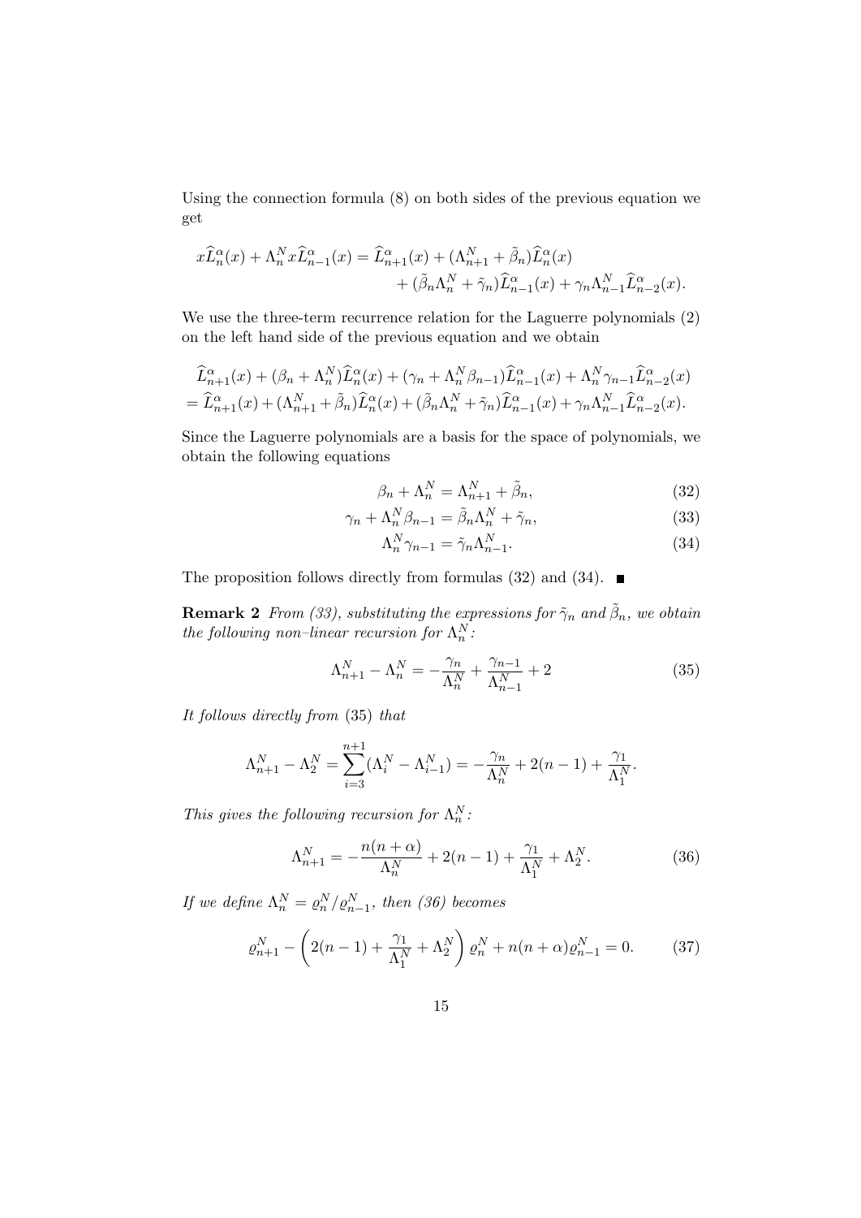Using the connection formula (8) on both sides of the previous equation we get

$$x\widehat{L}_n^\alpha(x) + \Lambda_n^N x\widehat{L}_{n-1}^\alpha(x) = \widehat{L}_{n+1}^\alpha(x) + (\Lambda_{n+1}^N + \tilde{\beta}_n)\widehat{L}_n^\alpha(x) + (\tilde{\beta}_n\Lambda_n^N + \tilde{\gamma}_n)\widehat{L}_{n-1}^\alpha(x) + \gamma_n\Lambda_{n-1}^N\widehat{L}_{n-2}^\alpha(x).$$

We use the three-term recurrence relation for the Laguerre polynomials (2) on the left hand side of the previous equation and we obtain

$$\begin{aligned}
&\widehat{L}_{n+1}^\alpha(x) + (\beta_n + \Lambda_n^N)\widehat{L}_n^\alpha(x) + (\gamma_n + \Lambda_n^N\beta_{n-1})\widehat{L}_{n-1}^\alpha(x) + \Lambda_n^N\gamma_{n-1}\widehat{L}_{n-2}^\alpha(x) \\
&= \widehat{L}_{n+1}^\alpha(x) + (\Lambda_{n+1}^N + \tilde{\beta}_n)\widehat{L}_n^\alpha(x) + (\tilde{\beta}_n\Lambda_n^N + \tilde{\gamma}_n)\widehat{L}_{n-1}^\alpha(x) + \gamma_n\Lambda_{n-1}^N\widehat{L}_{n-2}^\alpha(x).
\end{aligned}$$

Since the Laguerre polynomials are a basis for the space of polynomials, we obtain the following equations

$$\beta_n + \Lambda_n^N = \Lambda_{n+1}^N + \tilde{\beta}_n, \tag{32}$$

$$\gamma_n + \Lambda_n^N\beta_{n-1} = \tilde{\beta}_n\Lambda_n^N + \tilde{\gamma}_n, \tag{33}$$

$$\Lambda_n^N\gamma_{n-1} = \tilde{\gamma}_n\Lambda_{n-1}^N. \tag{34}$$

The proposition follows directly from formulas (32) and (34). ■

**Remark 2** *From (33), substituting the expressions for $\tilde{\gamma}_n$ and $\tilde{\beta}_n$, we obtain the following non–linear recursion for $\Lambda_n^N$:*

$$\Lambda_{n+1}^N - \Lambda_n^N = -\frac{\gamma_n}{\Lambda_n^N} + \frac{\gamma_{n-1}}{\Lambda_{n-1}^N} + 2 \tag{35}$$

*It follows directly from* (35) *that*

$$\Lambda_{n+1}^N - \Lambda_2^N = \sum_{i=3}^{n+1}(\Lambda_i^N - \Lambda_{i-1}^N) = -\frac{\gamma_n}{\Lambda_n^N} + 2(n-1) + \frac{\gamma_1}{\Lambda_1^N}.$$

*This gives the following recursion for $\Lambda_n^N$:*

$$\Lambda_{n+1}^N = -\frac{n(n+\alpha)}{\Lambda_n^N} + 2(n-1) + \frac{\gamma_1}{\Lambda_1^N} + \Lambda_2^N. \tag{36}$$

*If we define $\Lambda_n^N = \varrho_n^N/\varrho_{n-1}^N$, then (36) becomes*

$$\varrho_{n+1}^N - \left(2(n-1) + \frac{\gamma_1}{\Lambda_1^N} + \Lambda_2^N\right)\varrho_n^N + n(n+\alpha)\varrho_{n-1}^N = 0. \tag{37}$$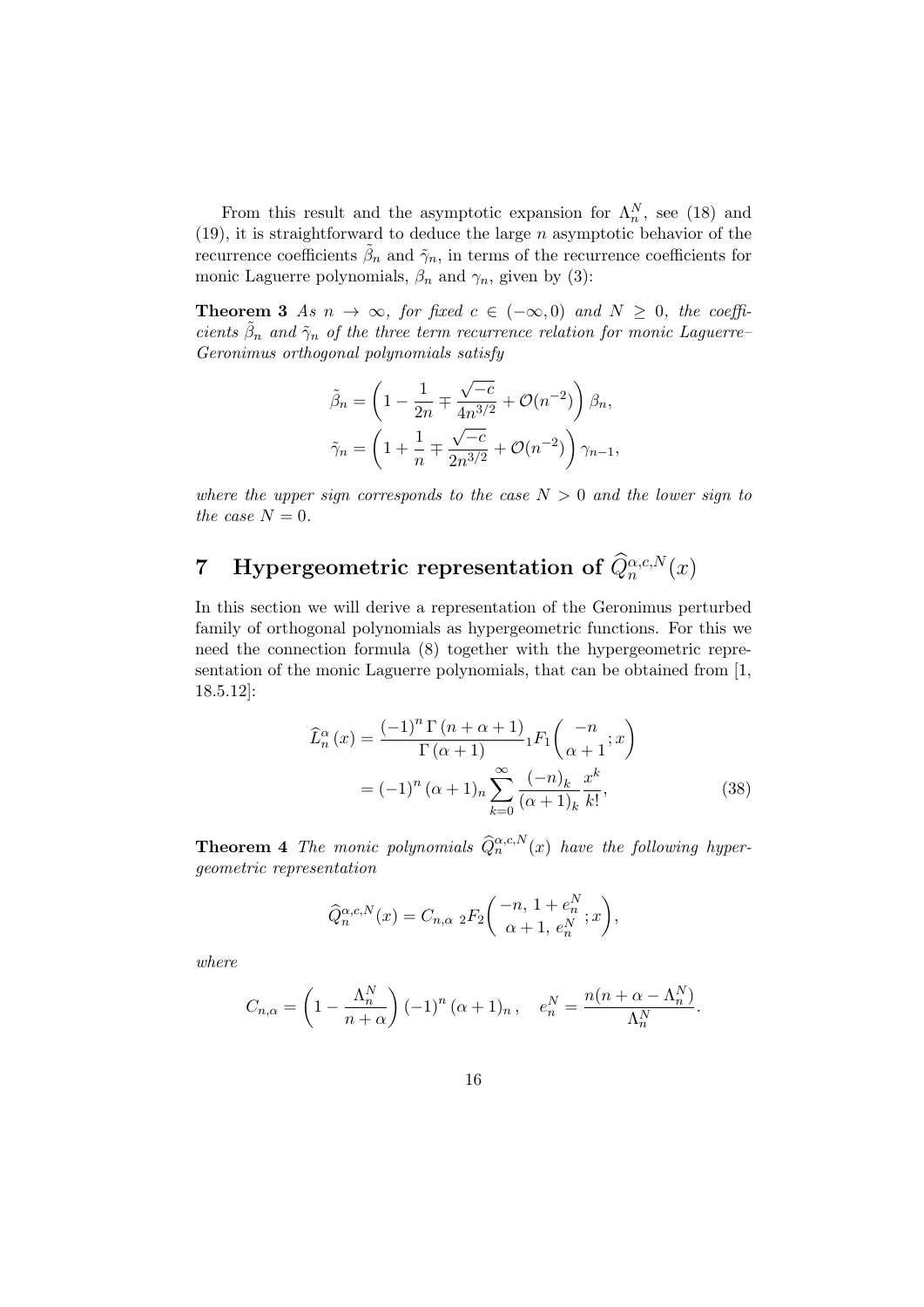From this result and the asymptotic expansion for $\Lambda_n^N$, see (18) and (19), it is straightforward to deduce the large $n$ asymptotic behavior of the recurrence coefficients $\tilde{\beta}_n$ and $\tilde{\gamma}_n$, in terms of the recurrence coefficients for monic Laguerre polynomials, $\beta_n$ and $\gamma_n$, given by (3):

**Theorem 3** *As $n \to \infty$, for fixed $c \in (-\infty, 0)$ and $N \geq 0$, the coefficients $\tilde{\beta}_n$ and $\tilde{\gamma}_n$ of the three term recurrence relation for monic Laguerre–Geronimus orthogonal polynomials satisfy*

$$\tilde{\beta}_n = \left(1 - \frac{1}{2n} \mp \frac{\sqrt{-c}}{4n^{3/2}} + \mathcal{O}(n^{-2})\right)\beta_n,$$

$$\tilde{\gamma}_n = \left(1 + \frac{1}{n} \mp \frac{\sqrt{-c}}{2n^{3/2}} + \mathcal{O}(n^{-2})\right)\gamma_{n-1},$$

*where the upper sign corresponds to the case $N > 0$ and the lower sign to the case $N = 0$.*

# 7 Hypergeometric representation of $\widehat{Q}_n^{\alpha,c,N}(x)$

In this section we will derive a representation of the Geronimus perturbed family of orthogonal polynomials as hypergeometric functions. For this we need the connection formula (8) together with the hypergeometric representation of the monic Laguerre polynomials, that can be obtained from [1, 18.5.12]:

$$\begin{aligned}
\widehat{L}_n^{\alpha}(x) &= \frac{(-1)^n \Gamma(n+\alpha+1)}{\Gamma(\alpha+1)} {}_1F_1\left(\begin{matrix} -n \\ \alpha+1 \end{matrix}; x\right) \\
&= (-1)^n (\alpha+1)_n \sum_{k=0}^{\infty} \frac{(-n)_k}{(\alpha+1)_k} \frac{x^k}{k!},
\end{aligned} \tag{38}$$

**Theorem 4** *The monic polynomials $\widehat{Q}_n^{\alpha,c,N}(x)$ have the following hypergeometric representation*

$$\widehat{Q}_n^{\alpha,c,N}(x) = C_{n,\alpha}\, {}_2F_2\left(\begin{matrix} -n,\, 1+e_n^N \\ \alpha+1,\, e_n^N \end{matrix}; x\right),$$

*where*

$$C_{n,\alpha} = \left(1 - \frac{\Lambda_n^N}{n+\alpha}\right)(-1)^n (\alpha+1)_n, \quad e_n^N = \frac{n(n+\alpha-\Lambda_n^N)}{\Lambda_n^N}.$$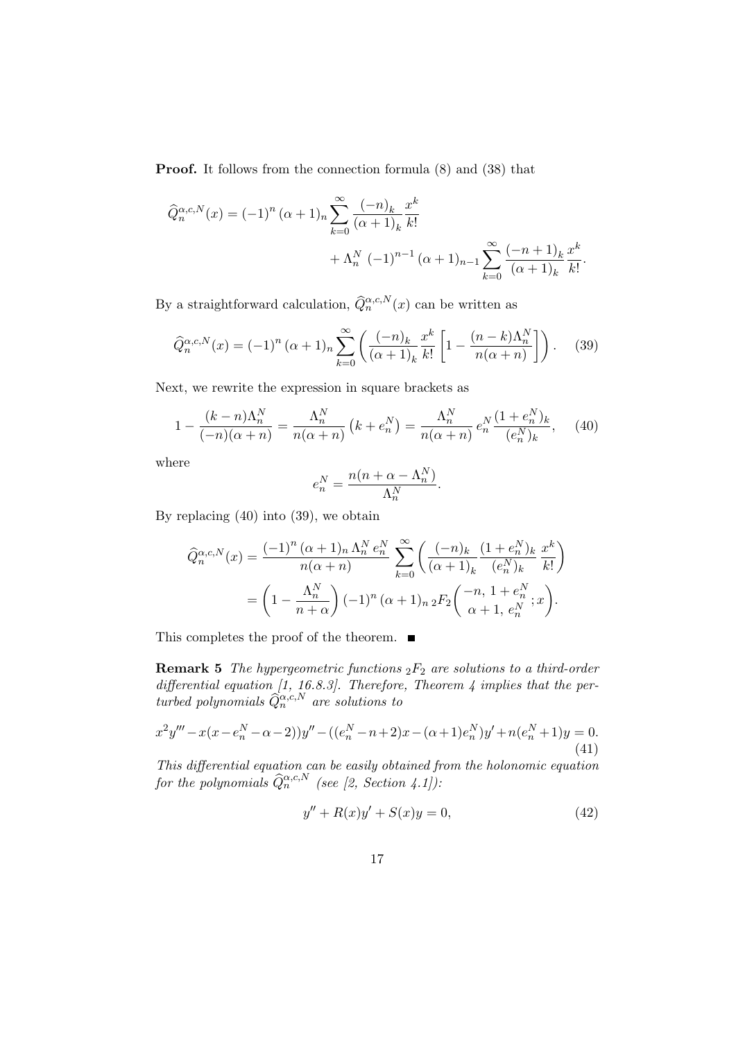**Proof.** It follows from the connection formula (8) and (38) that

$$\widehat{Q}_n^{\alpha,c,N}(x) = (-1)^n\,(\alpha+1)_n \sum_{k=0}^{\infty} \frac{(-n)_k}{(\alpha+1)_k}\frac{x^k}{k!} + \Lambda_n^N\,(-1)^{n-1}\,(\alpha+1)_{n-1} \sum_{k=0}^{\infty} \frac{(-n+1)_k}{(\alpha+1)_k}\frac{x^k}{k!}.$$

By a straightforward calculation, $\widehat{Q}_n^{\alpha,c,N}(x)$ can be written as

$$\widehat{Q}_n^{\alpha,c,N}(x) = (-1)^n\,(\alpha+1)_n \sum_{k=0}^{\infty} \left( \frac{(-n)_k}{(\alpha+1)_k}\frac{x^k}{k!}\left[1 - \frac{(n-k)\Lambda_n^N}{n(\alpha+n)}\right]\right). \tag{39}$$

Next, we rewrite the expression in square brackets as

$$1 - \frac{(k-n)\Lambda_n^N}{(-n)(\alpha+n)} = \frac{\Lambda_n^N}{n(\alpha+n)}\left(k + e_n^N\right) = \frac{\Lambda_n^N}{n(\alpha+n)}\,e_n^N\,\frac{(1+e_n^N)_k}{(e_n^N)_k}, \tag{40}$$

where

$$e_n^N = \frac{n(n+\alpha-\Lambda_n^N)}{\Lambda_n^N}.$$

By replacing (40) into (39), we obtain

$$\begin{aligned}
\widehat{Q}_n^{\alpha,c,N}(x) &= \frac{(-1)^n\,(\alpha+1)_n\,\Lambda_n^N\,e_n^N}{n(\alpha+n)} \sum_{k=0}^{\infty} \left( \frac{(-n)_k}{(\alpha+1)_k}\frac{(1+e_n^N)_k}{(e_n^N)_k}\frac{x^k}{k!}\right) \\
&= \left(1 - \frac{\Lambda_n^N}{n+\alpha}\right)(-1)^n\,(\alpha+1)_n\,{}_2F_2\!\left(\begin{matrix}-n,\ 1+e_n^N \\ \alpha+1,\ e_n^N\end{matrix};x\right).
\end{aligned}$$

This completes the proof of the theorem. ■

**Remark 5** *The hypergeometric functions ${}_2F_2$ are solutions to a third-order differential equation [1, 16.8.3]. Therefore, Theorem 4 implies that the perturbed polynomials $\widehat{Q}_n^{\alpha,c,N}$ are solutions to*

$$x^2y''' - x(x - e_n^N - \alpha - 2))y'' - ((e_n^N - n + 2)x - (\alpha+1)e_n^N)y' + n(e_n^N + 1)y = 0. \tag{41}$$

*This differential equation can be easily obtained from the holonomic equation for the polynomials $\widehat{Q}_n^{\alpha,c,N}$ (see [2, Section 4.1]):*

$$y'' + R(x)y' + S(x)y = 0, \tag{42}$$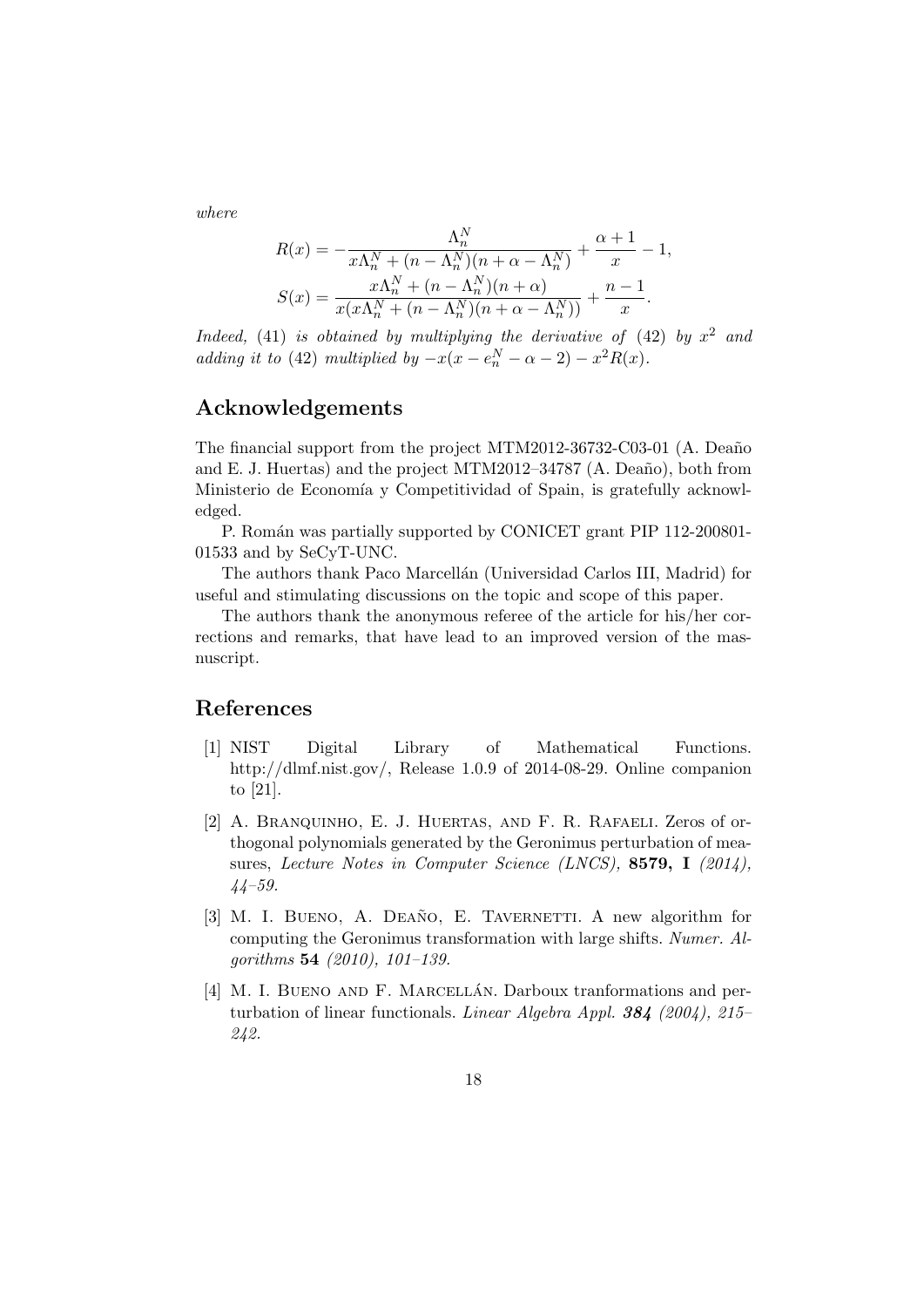*where*

$$R(x) = -\frac{\Lambda_n^N}{x\Lambda_n^N + (n - \Lambda_n^N)(n + \alpha - \Lambda_n^N)} + \frac{\alpha + 1}{x} - 1,$$

$$S(x) = \frac{x\Lambda_n^N + (n - \Lambda_n^N)(n + \alpha)}{x(x\Lambda_n^N + (n - \Lambda_n^N)(n + \alpha - \Lambda_n^N))} + \frac{n - 1}{x}.$$

*Indeed,* (41) *is obtained by multiplying the derivative of* (42) *by* $x^2$ *and adding it to* (42) *multiplied by* $-x(x - e_n^N - \alpha - 2) - x^2 R(x)$.

## Acknowledgements

The financial support from the project MTM2012-36732-C03-01 (A. Deaño and E. J. Huertas) and the project MTM2012–34787 (A. Deaño), both from Ministerio de Economía y Competitividad of Spain, is gratefully acknowledged.

P. Román was partially supported by CONICET grant PIP 112-200801-01533 and by SeCyT-UNC.

The authors thank Paco Marcellán (Universidad Carlos III, Madrid) for useful and stimulating discussions on the topic and scope of this paper.

The authors thank the anonymous referee of the article for his/her corrections and remarks, that have lead to an improved version of the masnuscript.

## References

[1] NIST Digital Library of Mathematical Functions. http://dlmf.nist.gov/, Release 1.0.9 of 2014-08-29. Online companion to [21].

[2] A. Branquinho, E. J. Huertas, and F. R. Rafaeli. Zeros of orthogonal polynomials generated by the Geronimus perturbation of measures, *Lecture Notes in Computer Science (LNCS),* **8579, I** *(2014), 44–59.*

[3] M. I. Bueno, A. Deaño, E. Tavernetti. A new algorithm for computing the Geronimus transformation with large shifts. *Numer. Algorithms* **54** *(2010), 101–139.*

[4] M. I. Bueno and F. Marcellán. Darboux tranformations and perturbation of linear functionals. *Linear Algebra Appl.* ***384*** *(2004), 215–242.*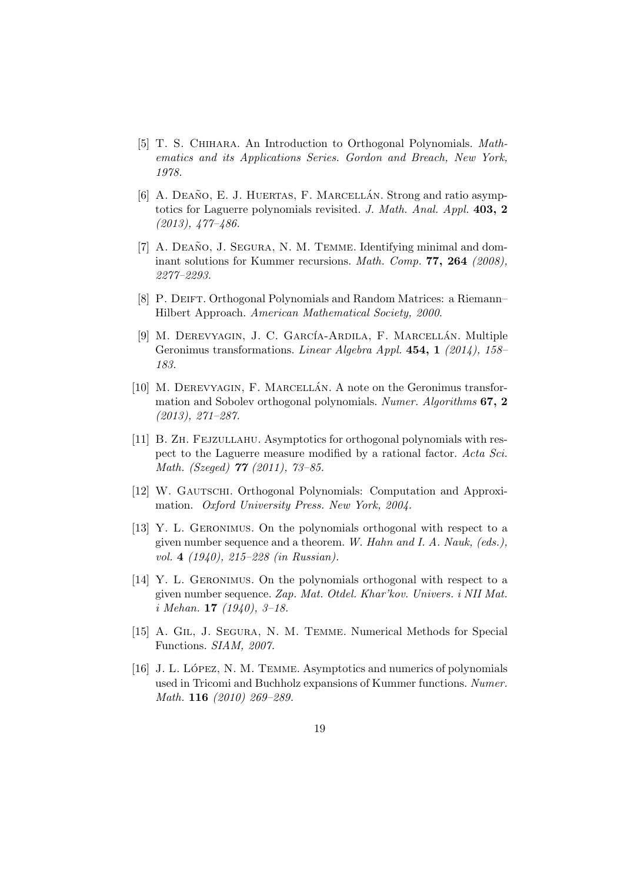[5] T. S. Chihara. An Introduction to Orthogonal Polynomials. *Mathematics and its Applications Series. Gordon and Breach, New York, 1978.*

[6] A. Deaño, E. J. Huertas, F. Marcellán. Strong and ratio asymptotics for Laguerre polynomials revisited. *J. Math. Anal. Appl.* **403, 2** *(2013), 477–486.*

[7] A. Deaño, J. Segura, N. M. Temme. Identifying minimal and dominant solutions for Kummer recursions. *Math. Comp.* **77, 264** *(2008), 2277–2293.*

[8] P. Deift. Orthogonal Polynomials and Random Matrices: a Riemann–Hilbert Approach. *American Mathematical Society, 2000.*

[9] M. Derevyagin, J. C. García-Ardila, F. Marcellán. Multiple Geronimus transformations. *Linear Algebra Appl.* **454, 1** *(2014), 158–183.*

[10] M. Derevyagin, F. Marcellán. A note on the Geronimus transformation and Sobolev orthogonal polynomials. *Numer. Algorithms* **67, 2** *(2013), 271–287.*

[11] B. Zh. Fejzullahu. Asymptotics for orthogonal polynomials with respect to the Laguerre measure modified by a rational factor. *Acta Sci. Math. (Szeged)* **77** *(2011), 73–85.*

[12] W. Gautschi. Orthogonal Polynomials: Computation and Approximation. *Oxford University Press. New York, 2004.*

[13] Y. L. Geronimus. On the polynomials orthogonal with respect to a given number sequence and a theorem. *W. Hahn and I. A. Nauk, (eds.), vol.* **4** *(1940), 215–228 (in Russian).*

[14] Y. L. Geronimus. On the polynomials orthogonal with respect to a given number sequence. *Zap. Mat. Otdel. Khar'kov. Univers. i NII Mat. i Mehan.* **17** *(1940), 3–18.*

[15] A. Gil, J. Segura, N. M. Temme. Numerical Methods for Special Functions. *SIAM, 2007.*

[16] J. L. López, N. M. Temme. Asymptotics and numerics of polynomials used in Tricomi and Buchholz expansions of Kummer functions. *Numer. Math.* **116** *(2010) 269–289.*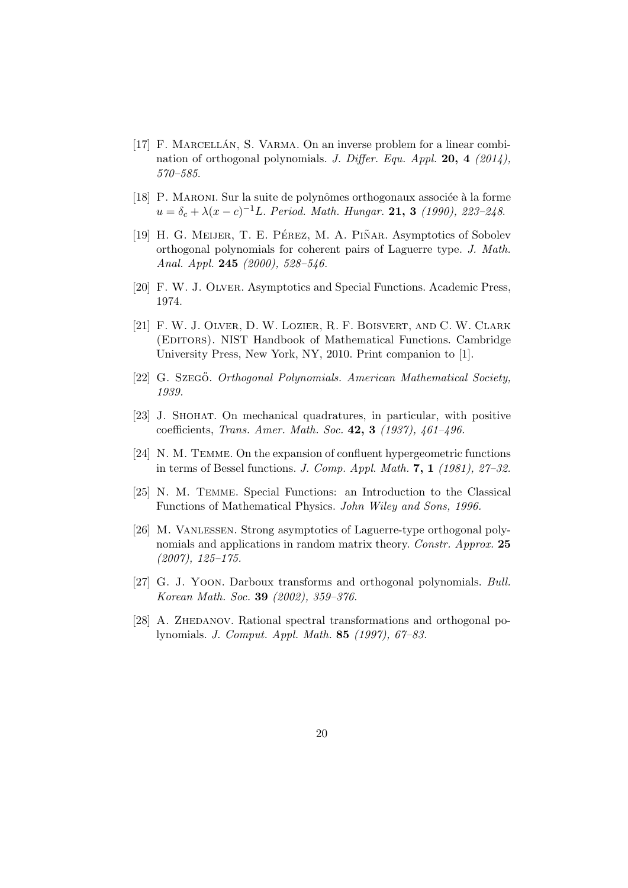[17] F. Marcellán, S. Varma. On an inverse problem for a linear combination of orthogonal polynomials. *J. Differ. Equ. Appl.* **20, 4** *(2014), 570–585.*

[18] P. Maroni. Sur la suite de polynômes orthogonaux associée à la forme $u = \delta_c + \lambda(x-c)^{-1}L$. *Period. Math. Hungar.* **21, 3** *(1990), 223–248.*

[19] H. G. Meijer, T. E. Pérez, M. A. Piñar. Asymptotics of Sobolev orthogonal polynomials for coherent pairs of Laguerre type. *J. Math. Anal. Appl.* **245** *(2000), 528–546.*

[20] F. W. J. Olver. Asymptotics and Special Functions. Academic Press, 1974.

[21] F. W. J. Olver, D. W. Lozier, R. F. Boisvert, and C. W. Clark (Editors). NIST Handbook of Mathematical Functions. Cambridge University Press, New York, NY, 2010. Print companion to [1].

[22] G. Szegő. *Orthogonal Polynomials. American Mathematical Society, 1939.*

[23] J. Shohat. On mechanical quadratures, in particular, with positive coefficients, *Trans. Amer. Math. Soc.* **42, 3** *(1937), 461–496.*

[24] N. M. Temme. On the expansion of confluent hypergeometric functions in terms of Bessel functions. *J. Comp. Appl. Math.* **7, 1** *(1981), 27–32.*

[25] N. M. Temme. Special Functions: an Introduction to the Classical Functions of Mathematical Physics. *John Wiley and Sons, 1996.*

[26] M. Vanlessen. Strong asymptotics of Laguerre-type orthogonal polynomials and applications in random matrix theory. *Constr. Approx.* **25** *(2007), 125–175.*

[27] G. J. Yoon. Darboux transforms and orthogonal polynomials. *Bull. Korean Math. Soc.* **39** *(2002), 359–376.*

[28] A. Zhedanov. Rational spectral transformations and orthogonal polynomials. *J. Comput. Appl. Math.* **85** *(1997), 67–83.*